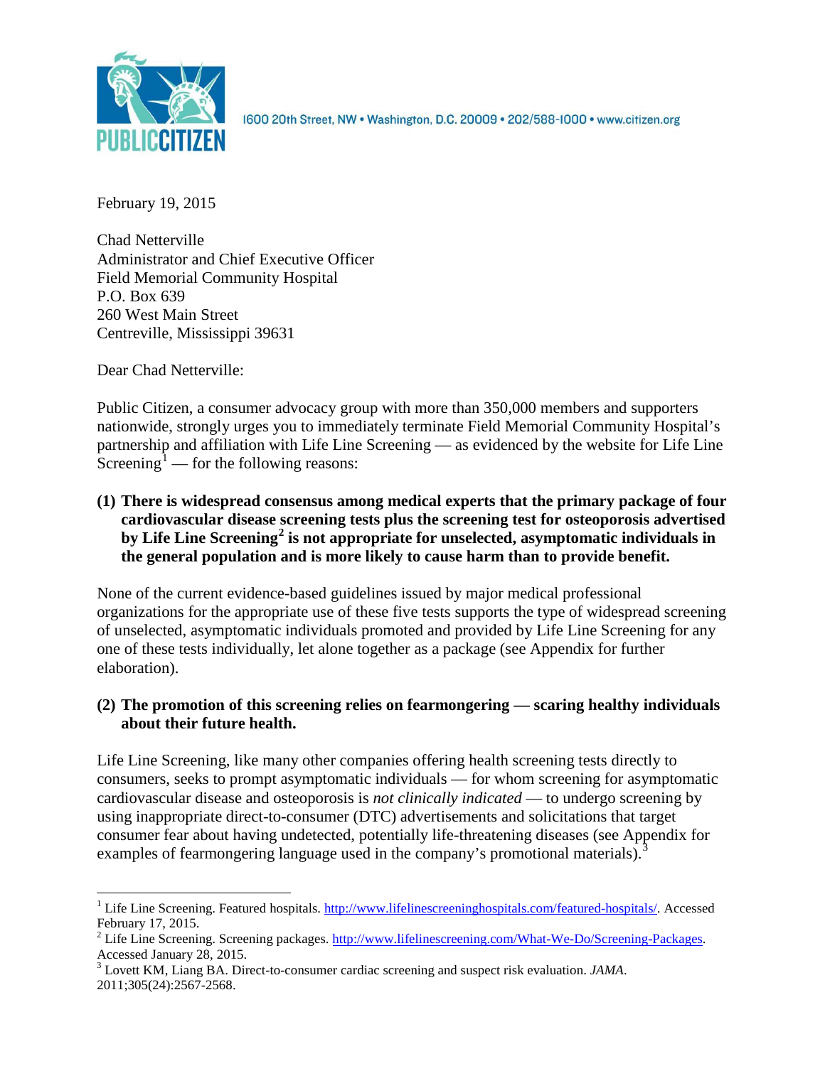PUBLIC CITIZEN

1600 20th Street, NW • Washington, D.C. 20009 • 202/588-1000 • www.citizen.org

February 19, 2015

Chad Netterville
Administrator and Chief Executive Officer
Field Memorial Community Hospital
P.O. Box 639
260 West Main Street
Centreville, Mississippi 39631

Dear Chad Netterville:

Public Citizen, a consumer advocacy group with more than 350,000 members and supporters nationwide, strongly urges you to immediately terminate Field Memorial Community Hospital's partnership and affiliation with Life Line Screening — as evidenced by the website for Life Line Screening[1] — for the following reasons:

**(1) There is widespread consensus among medical experts that the primary package of four cardiovascular disease screening tests plus the screening test for osteoporosis advertised by Life Line Screening[2] is not appropriate for unselected, asymptomatic individuals in the general population and is more likely to cause harm than to provide benefit.**

None of the current evidence-based guidelines issued by major medical professional organizations for the appropriate use of these five tests supports the type of widespread screening of unselected, asymptomatic individuals promoted and provided by Life Line Screening for any one of these tests individually, let alone together as a package (see Appendix for further elaboration).

**(2) The promotion of this screening relies on fearmongering — scaring healthy individuals about their future health.**

Life Line Screening, like many other companies offering health screening tests directly to consumers, seeks to prompt asymptomatic individuals — for whom screening for asymptomatic cardiovascular disease and osteoporosis is *not clinically indicated* — to undergo screening by using inappropriate direct-to-consumer (DTC) advertisements and solicitations that target consumer fear about having undetected, potentially life-threatening diseases (see Appendix for examples of fearmongering language used in the company's promotional materials).[3]

---

[1] Life Line Screening. Featured hospitals. http://www.lifelinescreeninghospitals.com/featured-hospitals/. Accessed February 17, 2015.

[2] Life Line Screening. Screening packages. http://www.lifelinescreening.com/What-We-Do/Screening-Packages. Accessed January 28, 2015.

[3] Lovett KM, Liang BA. Direct-to-consumer cardiac screening and suspect risk evaluation. *JAMA*. 2011;305(24):2567-2568.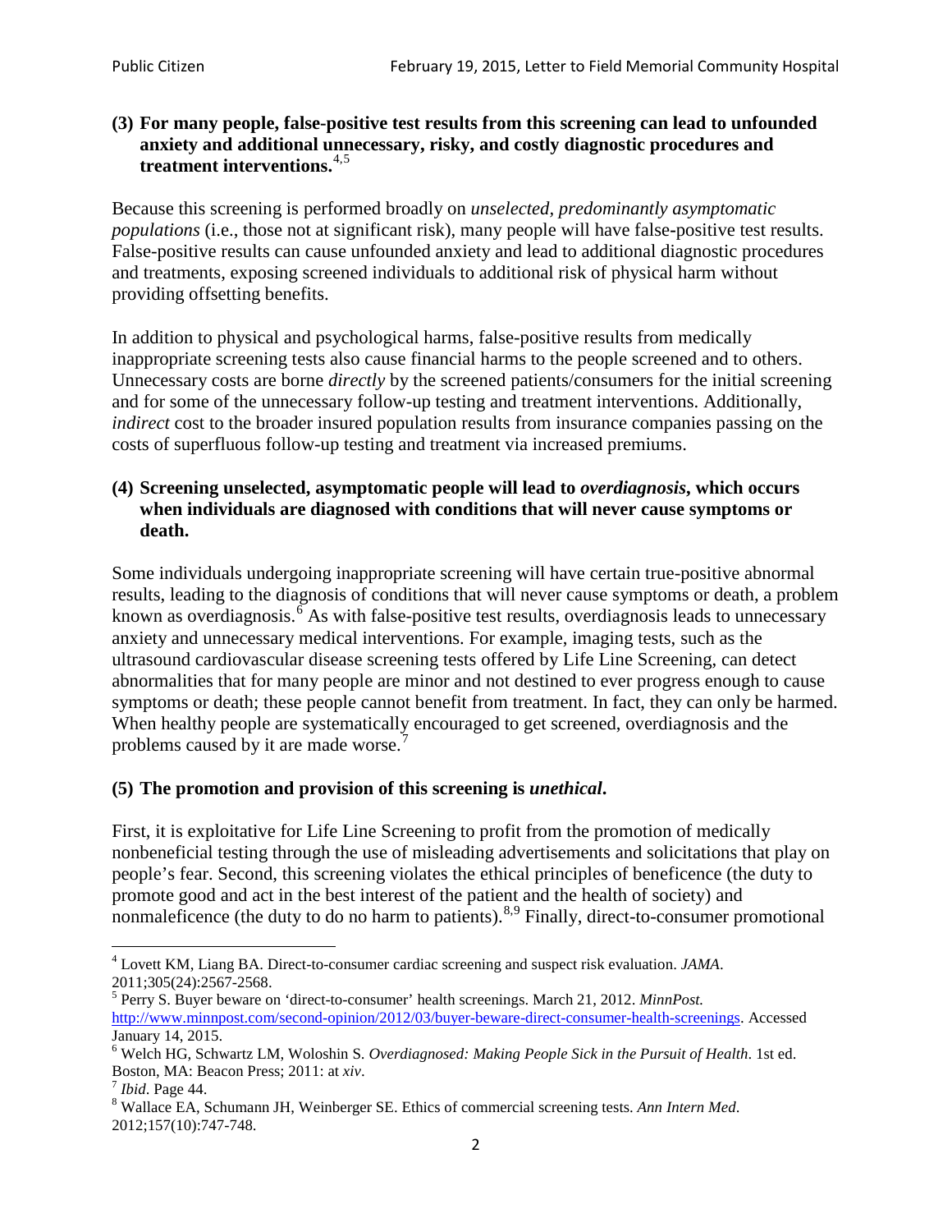**(3) For many people, false-positive test results from this screening can lead to unfounded anxiety and additional unnecessary, risky, and costly diagnostic procedures and treatment interventions.**[4,5]

Because this screening is performed broadly on *unselected, predominantly asymptomatic populations* (i.e., those not at significant risk), many people will have false-positive test results. False-positive results can cause unfounded anxiety and lead to additional diagnostic procedures and treatments, exposing screened individuals to additional risk of physical harm without providing offsetting benefits.

In addition to physical and psychological harms, false-positive results from medically inappropriate screening tests also cause financial harms to the people screened and to others. Unnecessary costs are borne *directly* by the screened patients/consumers for the initial screening and for some of the unnecessary follow-up testing and treatment interventions. Additionally, *indirect* cost to the broader insured population results from insurance companies passing on the costs of superfluous follow-up testing and treatment via increased premiums.

**(4) Screening unselected, asymptomatic people will lead to *overdiagnosis*, which occurs when individuals are diagnosed with conditions that will never cause symptoms or death.**

Some individuals undergoing inappropriate screening will have certain true-positive abnormal results, leading to the diagnosis of conditions that will never cause symptoms or death, a problem known as overdiagnosis.[6] As with false-positive test results, overdiagnosis leads to unnecessary anxiety and unnecessary medical interventions. For example, imaging tests, such as the ultrasound cardiovascular disease screening tests offered by Life Line Screening, can detect abnormalities that for many people are minor and not destined to ever progress enough to cause symptoms or death; these people cannot benefit from treatment. In fact, they can only be harmed. When healthy people are systematically encouraged to get screened, overdiagnosis and the problems caused by it are made worse.[7]

**(5) The promotion and provision of this screening is *unethical*.**

First, it is exploitative for Life Line Screening to profit from the promotion of medically nonbeneficial testing through the use of misleading advertisements and solicitations that play on people's fear. Second, this screening violates the ethical principles of beneficence (the duty to promote good and act in the best interest of the patient and the health of society) and nonmaleficence (the duty to do no harm to patients).[8,9] Finally, direct-to-consumer promotional

---

[4] Lovett KM, Liang BA. Direct-to-consumer cardiac screening and suspect risk evaluation. *JAMA*. 2011;305(24):2567-2568.

[5] Perry S. Buyer beware on 'direct-to-consumer' health screenings. March 21, 2012. *MinnPost.* http://www.minnpost.com/second-opinion/2012/03/buyer-beware-direct-consumer-health-screenings. Accessed January 14, 2015.

[6] Welch HG, Schwartz LM, Woloshin S. *Overdiagnosed: Making People Sick in the Pursuit of Health*. 1st ed. Boston, MA: Beacon Press; 2011: at *xiv*.

[7] *Ibid*. Page 44.

[8] Wallace EA, Schumann JH, Weinberger SE. Ethics of commercial screening tests. *Ann Intern Med*. 2012;157(10):747-748.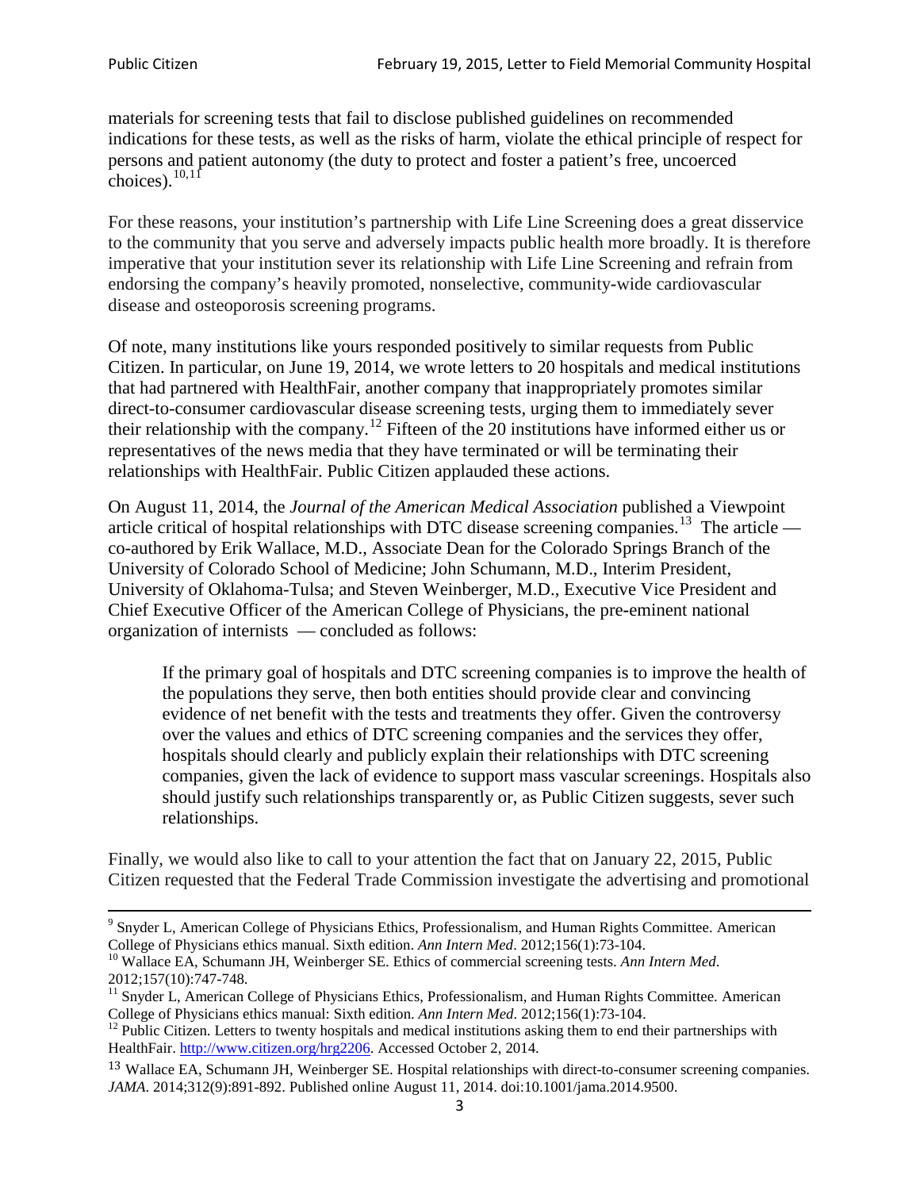materials for screening tests that fail to disclose published guidelines on recommended indications for these tests, as well as the risks of harm, violate the ethical principle of respect for persons and patient autonomy (the duty to protect and foster a patient's free, uncoerced choices).[10,11]

For these reasons, your institution's partnership with Life Line Screening does a great disservice to the community that you serve and adversely impacts public health more broadly. It is therefore imperative that your institution sever its relationship with Life Line Screening and refrain from endorsing the company's heavily promoted, nonselective, community-wide cardiovascular disease and osteoporosis screening programs.

Of note, many institutions like yours responded positively to similar requests from Public Citizen. In particular, on June 19, 2014, we wrote letters to 20 hospitals and medical institutions that had partnered with HealthFair, another company that inappropriately promotes similar direct-to-consumer cardiovascular disease screening tests, urging them to immediately sever their relationship with the company.[12] Fifteen of the 20 institutions have informed either us or representatives of the news media that they have terminated or will be terminating their relationships with HealthFair. Public Citizen applauded these actions.

On August 11, 2014, the *Journal of the American Medical Association* published a Viewpoint article critical of hospital relationships with DTC disease screening companies.[13] The article — co-authored by Erik Wallace, M.D., Associate Dean for the Colorado Springs Branch of the University of Colorado School of Medicine; John Schumann, M.D., Interim President, University of Oklahoma-Tulsa; and Steven Weinberger, M.D., Executive Vice President and Chief Executive Officer of the American College of Physicians, the pre-eminent national organization of internists — concluded as follows:

> If the primary goal of hospitals and DTC screening companies is to improve the health of the populations they serve, then both entities should provide clear and convincing evidence of net benefit with the tests and treatments they offer. Given the controversy over the values and ethics of DTC screening companies and the services they offer, hospitals should clearly and publicly explain their relationships with DTC screening companies, given the lack of evidence to support mass vascular screenings. Hospitals also should justify such relationships transparently or, as Public Citizen suggests, sever such relationships.

Finally, we would also like to call to your attention the fact that on January 22, 2015, Public Citizen requested that the Federal Trade Commission investigate the advertising and promotional

---

[9] Snyder L, American College of Physicians Ethics, Professionalism, and Human Rights Committee. American College of Physicians ethics manual. Sixth edition. *Ann Intern Med*. 2012;156(1):73-104.

[10] Wallace EA, Schumann JH, Weinberger SE. Ethics of commercial screening tests. *Ann Intern Med*. 2012;157(10):747-748.

[11] Snyder L, American College of Physicians Ethics, Professionalism, and Human Rights Committee. American College of Physicians ethics manual: Sixth edition. *Ann Intern Med*. 2012;156(1):73-104.

[12] Public Citizen. Letters to twenty hospitals and medical institutions asking them to end their partnerships with HealthFair. http://www.citizen.org/hrg2206. Accessed October 2, 2014.

[13] Wallace EA, Schumann JH, Weinberger SE. Hospital relationships with direct-to-consumer screening companies. *JAMA*. 2014;312(9):891-892. Published online August 11, 2014. doi:10.1001/jama.2014.9500.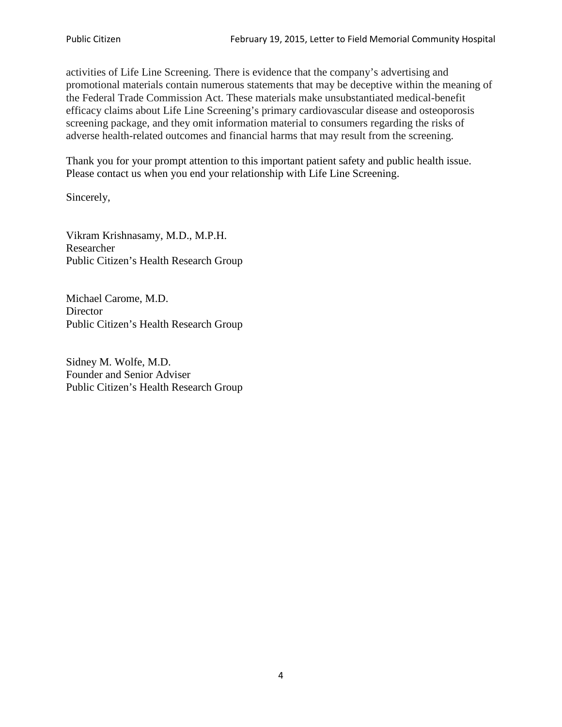activities of Life Line Screening. There is evidence that the company's advertising and promotional materials contain numerous statements that may be deceptive within the meaning of the Federal Trade Commission Act. These materials make unsubstantiated medical-benefit efficacy claims about Life Line Screening's primary cardiovascular disease and osteoporosis screening package, and they omit information material to consumers regarding the risks of adverse health-related outcomes and financial harms that may result from the screening.

Thank you for your prompt attention to this important patient safety and public health issue. Please contact us when you end your relationship with Life Line Screening.

Sincerely,

Vikram Krishnasamy, M.D., M.P.H.
Researcher
Public Citizen's Health Research Group

Michael Carome, M.D.
Director
Public Citizen's Health Research Group

Sidney M. Wolfe, M.D.
Founder and Senior Adviser
Public Citizen's Health Research Group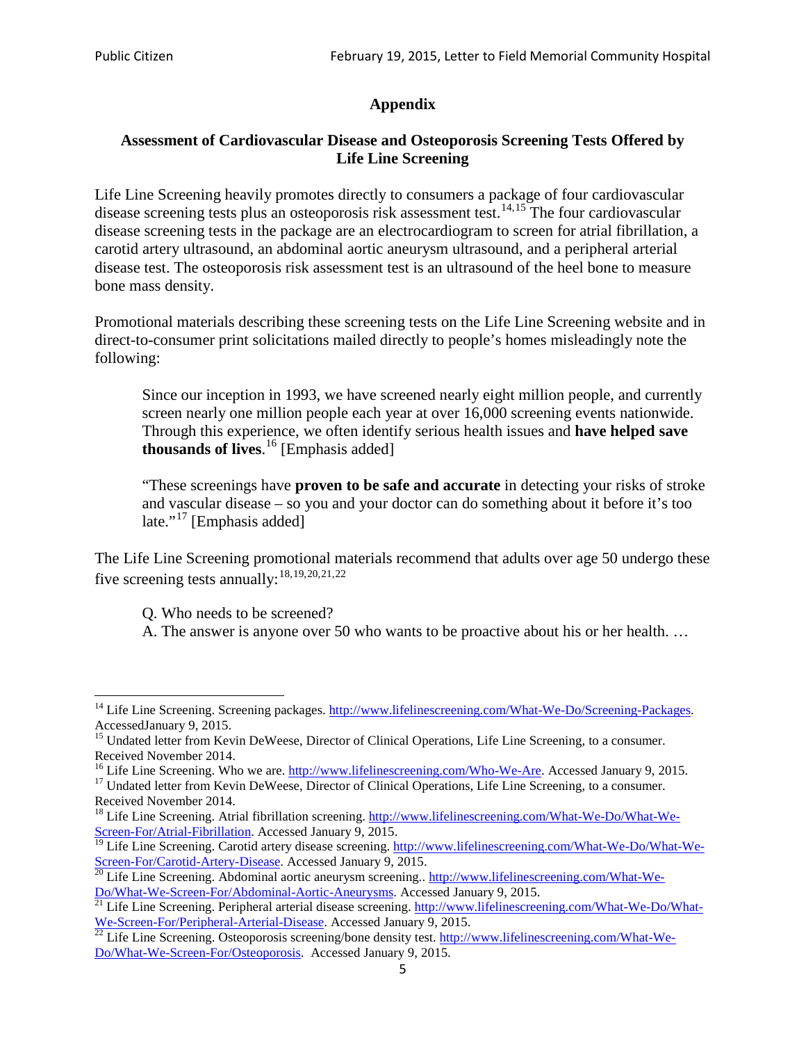## Appendix

### Assessment of Cardiovascular Disease and Osteoporosis Screening Tests Offered by Life Line Screening

Life Line Screening heavily promotes directly to consumers a package of four cardiovascular disease screening tests plus an osteoporosis risk assessment test.[14,15] The four cardiovascular disease screening tests in the package are an electrocardiogram to screen for atrial fibrillation, a carotid artery ultrasound, an abdominal aortic aneurysm ultrasound, and a peripheral arterial disease test. The osteoporosis risk assessment test is an ultrasound of the heel bone to measure bone mass density.

Promotional materials describing these screening tests on the Life Line Screening website and in direct-to-consumer print solicitations mailed directly to people's homes misleadingly note the following:

> Since our inception in 1993, we have screened nearly eight million people, and currently screen nearly one million people each year at over 16,000 screening events nationwide. Through this experience, we often identify serious health issues and **have helped save thousands of lives**.[16] [Emphasis added]
>
> "These screenings have **proven to be safe and accurate** in detecting your risks of stroke and vascular disease – so you and your doctor can do something about it before it's too late."[17] [Emphasis added]

The Life Line Screening promotional materials recommend that adults over age 50 undergo these five screening tests annually:[18,19,20,21,22]

> Q. Who needs to be screened?
> A. The answer is anyone over 50 who wants to be proactive about his or her health. …

---

[14] Life Line Screening. Screening packages. http://www.lifelinescreening.com/What-We-Do/Screening-Packages. AccessedJanuary 9, 2015.

[15] Undated letter from Kevin DeWeese, Director of Clinical Operations, Life Line Screening, to a consumer. Received November 2014.

[16] Life Line Screening. Who we are. http://www.lifelinescreening.com/Who-We-Are. Accessed January 9, 2015.

[17] Undated letter from Kevin DeWeese, Director of Clinical Operations, Life Line Screening, to a consumer. Received November 2014.

[18] Life Line Screening. Atrial fibrillation screening. http://www.lifelinescreening.com/What-We-Do/What-We-Screen-For/Atrial-Fibrillation. Accessed January 9, 2015.

[19] Life Line Screening. Carotid artery disease screening. http://www.lifelinescreening.com/What-We-Do/What-We-Screen-For/Carotid-Artery-Disease. Accessed January 9, 2015.

[20] Life Line Screening. Abdominal aortic aneurysm screening.. http://www.lifelinescreening.com/What-We-Do/What-We-Screen-For/Abdominal-Aortic-Aneurysms. Accessed January 9, 2015.

[21] Life Line Screening. Peripheral arterial disease screening. http://www.lifelinescreening.com/What-We-Do/What-We-Screen-For/Peripheral-Arterial-Disease. Accessed January 9, 2015.

[22] Life Line Screening. Osteoporosis screening/bone density test. http://www.lifelinescreening.com/What-We-Do/What-We-Screen-For/Osteoporosis. Accessed January 9, 2015.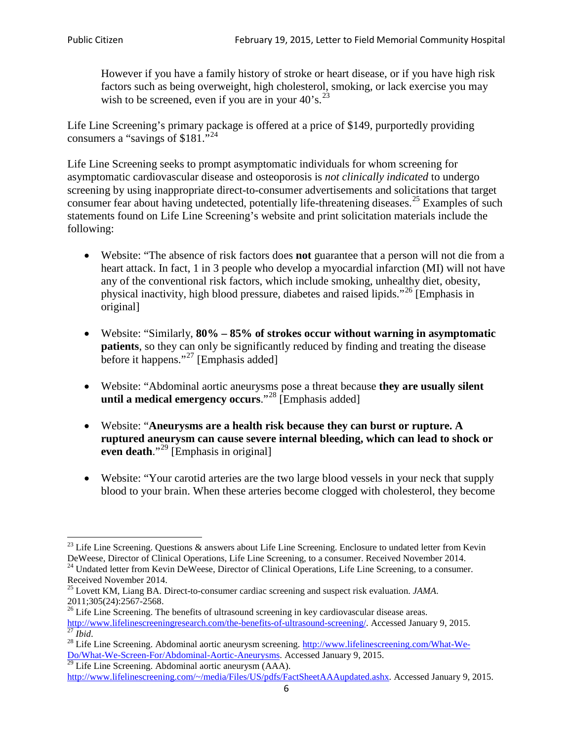> However if you have a family history of stroke or heart disease, or if you have high risk factors such as being overweight, high cholesterol, smoking, or lack exercise you may wish to be screened, even if you are in your 40's.[23]

Life Line Screening's primary package is offered at a price of $149, purportedly providing consumers a "savings of $181."[24]

Life Line Screening seeks to prompt asymptomatic individuals for whom screening for asymptomatic cardiovascular disease and osteoporosis is *not clinically indicated* to undergo screening by using inappropriate direct-to-consumer advertisements and solicitations that target consumer fear about having undetected, potentially life-threatening diseases.[25] Examples of such statements found on Life Line Screening's website and print solicitation materials include the following:

- Website: "The absence of risk factors does **not** guarantee that a person will not die from a heart attack. In fact, 1 in 3 people who develop a myocardial infarction (MI) will not have any of the conventional risk factors, which include smoking, unhealthy diet, obesity, physical inactivity, high blood pressure, diabetes and raised lipids."[26] [Emphasis in original]

- Website: "Similarly, **80% – 85% of strokes occur without warning in asymptomatic patients**, so they can only be significantly reduced by finding and treating the disease before it happens."[27] [Emphasis added]

- Website: "Abdominal aortic aneurysms pose a threat because **they are usually silent until a medical emergency occurs**."[28] [Emphasis added]

- Website: "**Aneurysms are a health risk because they can burst or rupture. A ruptured aneurysm can cause severe internal bleeding, which can lead to shock or even death**."[29] [Emphasis in original]

- Website: "Your carotid arteries are the two large blood vessels in your neck that supply blood to your brain. When these arteries become clogged with cholesterol, they become

---

[23] Life Line Screening. Questions & answers about Life Line Screening. Enclosure to undated letter from Kevin DeWeese, Director of Clinical Operations, Life Line Screening, to a consumer. Received November 2014.

[24] Undated letter from Kevin DeWeese, Director of Clinical Operations, Life Line Screening, to a consumer. Received November 2014.

[25] Lovett KM, Liang BA. Direct-to-consumer cardiac screening and suspect risk evaluation. *JAMA*. 2011;305(24):2567-2568.

[26] Life Line Screening. The benefits of ultrasound screening in key cardiovascular disease areas. http://www.lifelinescreeningresearch.com/the-benefits-of-ultrasound-screening/. Accessed January 9, 2015.

[27] *Ibid*.

[28] Life Line Screening. Abdominal aortic aneurysm screening. http://www.lifelinescreening.com/What-We-Do/What-We-Screen-For/Abdominal-Aortic-Aneurysms. Accessed January 9, 2015.

[29] Life Line Screening. Abdominal aortic aneurysm (AAA). http://www.lifelinescreening.com/~/media/Files/US/pdfs/FactSheetAAAupdated.ashx. Accessed January 9, 2015.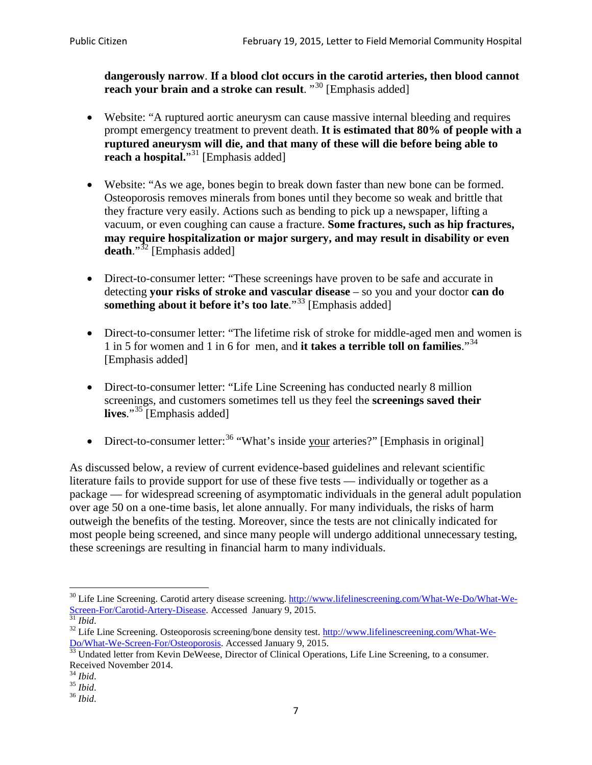**dangerously narrow**. **If a blood clot occurs in the carotid arteries, then blood cannot reach your brain and a stroke can result**. "[30] [Emphasis added]

- Website: "A ruptured aortic aneurysm can cause massive internal bleeding and requires prompt emergency treatment to prevent death. **It is estimated that 80% of people with a ruptured aneurysm will die, and that many of these will die before being able to reach a hospital.**"[31] [Emphasis added]

- Website: "As we age, bones begin to break down faster than new bone can be formed. Osteoporosis removes minerals from bones until they become so weak and brittle that they fracture very easily. Actions such as bending to pick up a newspaper, lifting a vacuum, or even coughing can cause a fracture. **Some fractures, such as hip fractures, may require hospitalization or major surgery, and may result in disability or even death**."[32] [Emphasis added]

- Direct-to-consumer letter: "These screenings have proven to be safe and accurate in detecting **your risks of stroke and vascular disease** – so you and your doctor **can do something about it before it's too late**."[33] [Emphasis added]

- Direct-to-consumer letter: "The lifetime risk of stroke for middle-aged men and women is 1 in 5 for women and 1 in 6 for men, and **it takes a terrible toll on families**."[34] [Emphasis added]

- Direct-to-consumer letter: "Life Line Screening has conducted nearly 8 million screenings, and customers sometimes tell us they feel the **screenings saved their lives**."[35] [Emphasis added]

- Direct-to-consumer letter:[36] "What's inside <u>your</u> arteries?" [Emphasis in original]

As discussed below, a review of current evidence-based guidelines and relevant scientific literature fails to provide support for use of these five tests — individually or together as a package — for widespread screening of asymptomatic individuals in the general adult population over age 50 on a one-time basis, let alone annually. For many individuals, the risks of harm outweigh the benefits of the testing. Moreover, since the tests are not clinically indicated for most people being screened, and since many people will undergo additional unnecessary testing, these screenings are resulting in financial harm to many individuals.

---

[30] Life Line Screening. Carotid artery disease screening. http://www.lifelinescreening.com/What-We-Do/What-We-Screen-For/Carotid-Artery-Disease. Accessed January 9, 2015.

[31] *Ibid*.

[32] Life Line Screening. Osteoporosis screening/bone density test. http://www.lifelinescreening.com/What-We-Do/What-We-Screen-For/Osteoporosis. Accessed January 9, 2015.

[33] Undated letter from Kevin DeWeese, Director of Clinical Operations, Life Line Screening, to a consumer. Received November 2014.

[34] *Ibid*.

[35] *Ibid*.

[36] *Ibid*.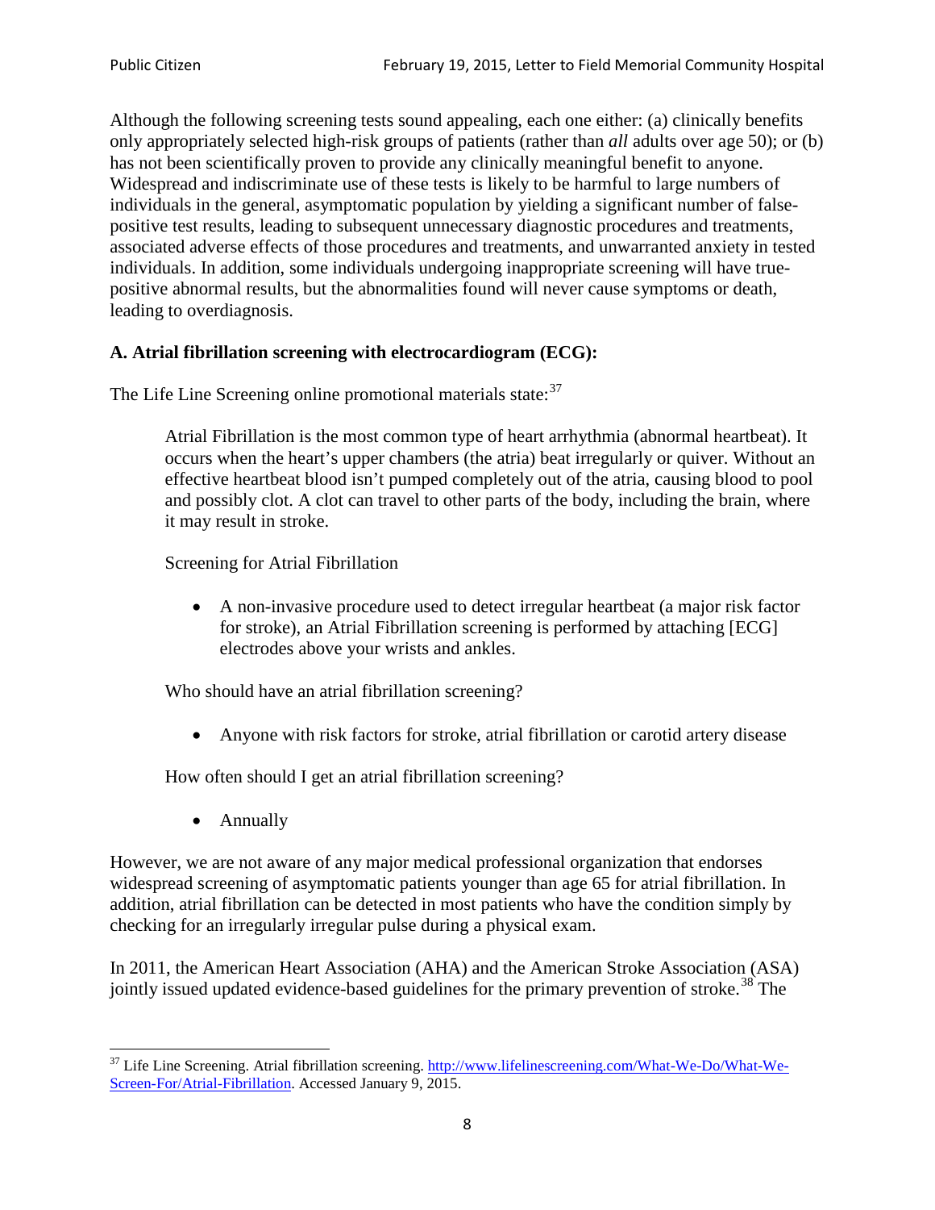Although the following screening tests sound appealing, each one either: (a) clinically benefits only appropriately selected high-risk groups of patients (rather than *all* adults over age 50); or (b) has not been scientifically proven to provide any clinically meaningful benefit to anyone. Widespread and indiscriminate use of these tests is likely to be harmful to large numbers of individuals in the general, asymptomatic population by yielding a significant number of false-positive test results, leading to subsequent unnecessary diagnostic procedures and treatments, associated adverse effects of those procedures and treatments, and unwarranted anxiety in tested individuals. In addition, some individuals undergoing inappropriate screening will have true-positive abnormal results, but the abnormalities found will never cause symptoms or death, leading to overdiagnosis.

**A. Atrial fibrillation screening with electrocardiogram (ECG):**

The Life Line Screening online promotional materials state:[37]

> Atrial Fibrillation is the most common type of heart arrhythmia (abnormal heartbeat). It occurs when the heart's upper chambers (the atria) beat irregularly or quiver. Without an effective heartbeat blood isn't pumped completely out of the atria, causing blood to pool and possibly clot. A clot can travel to other parts of the body, including the brain, where it may result in stroke.
>
> Screening for Atrial Fibrillation
>
> - A non-invasive procedure used to detect irregular heartbeat (a major risk factor for stroke), an Atrial Fibrillation screening is performed by attaching [ECG] electrodes above your wrists and ankles.
>
> Who should have an atrial fibrillation screening?
>
> - Anyone with risk factors for stroke, atrial fibrillation or carotid artery disease
>
> How often should I get an atrial fibrillation screening?
>
> - Annually

However, we are not aware of any major medical professional organization that endorses widespread screening of asymptomatic patients younger than age 65 for atrial fibrillation. In addition, atrial fibrillation can be detected in most patients who have the condition simply by checking for an irregularly irregular pulse during a physical exam.

In 2011, the American Heart Association (AHA) and the American Stroke Association (ASA) jointly issued updated evidence-based guidelines for the primary prevention of stroke.[38] The

[37] Life Line Screening. Atrial fibrillation screening. http://www.lifelinescreening.com/What-We-Do/What-We-Screen-For/Atrial-Fibrillation. Accessed January 9, 2015.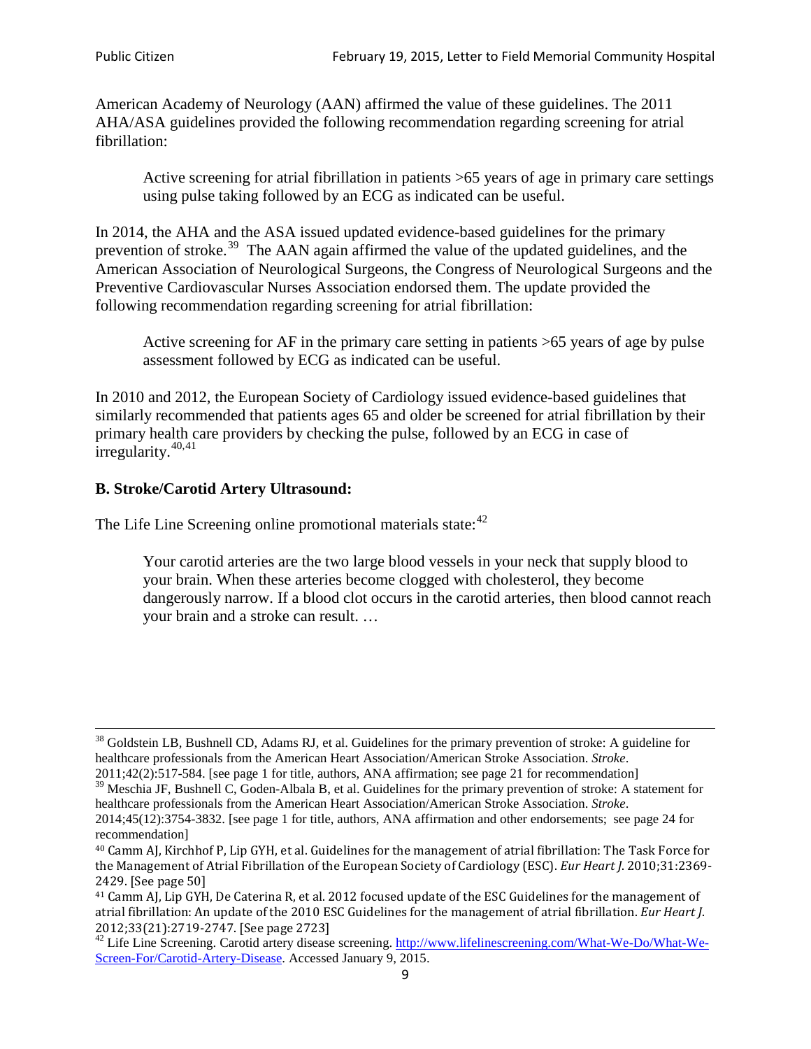American Academy of Neurology (AAN) affirmed the value of these guidelines. The 2011 AHA/ASA guidelines provided the following recommendation regarding screening for atrial fibrillation:

> Active screening for atrial fibrillation in patients >65 years of age in primary care settings using pulse taking followed by an ECG as indicated can be useful.

In 2014, the AHA and the ASA issued updated evidence-based guidelines for the primary prevention of stroke.[39] The AAN again affirmed the value of the updated guidelines, and the American Association of Neurological Surgeons, the Congress of Neurological Surgeons and the Preventive Cardiovascular Nurses Association endorsed them. The update provided the following recommendation regarding screening for atrial fibrillation:

> Active screening for AF in the primary care setting in patients >65 years of age by pulse assessment followed by ECG as indicated can be useful.

In 2010 and 2012, the European Society of Cardiology issued evidence-based guidelines that similarly recommended that patients ages 65 and older be screened for atrial fibrillation by their primary health care providers by checking the pulse, followed by an ECG in case of irregularity.[40,41]

### B. Stroke/Carotid Artery Ultrasound:

The Life Line Screening online promotional materials state:[42]

> Your carotid arteries are the two large blood vessels in your neck that supply blood to your brain. When these arteries become clogged with cholesterol, they become dangerously narrow. If a blood clot occurs in the carotid arteries, then blood cannot reach your brain and a stroke can result. …

---

[38] Goldstein LB, Bushnell CD, Adams RJ, et al. Guidelines for the primary prevention of stroke: A guideline for healthcare professionals from the American Heart Association/American Stroke Association. *Stroke*. 2011;42(2):517-584. [see page 1 for title, authors, ANA affirmation; see page 21 for recommendation]

[39] Meschia JF, Bushnell C, Goden-Albala B, et al. Guidelines for the primary prevention of stroke: A statement for healthcare professionals from the American Heart Association/American Stroke Association. *Stroke*. 2014;45(12):3754-3832. [see page 1 for title, authors, ANA affirmation and other endorsements; see page 24 for recommendation]

[40] Camm AJ, Kirchhof P, Lip GYH, et al. Guidelines for the management of atrial fibrillation: The Task Force for the Management of Atrial Fibrillation of the European Society of Cardiology (ESC). *Eur Heart J*. 2010;31:2369-2429. [See page 50]

[41] Camm AJ, Lip GYH, De Caterina R, et al. 2012 focused update of the ESC Guidelines for the management of atrial fibrillation: An update of the 2010 ESC Guidelines for the management of atrial fibrillation. *Eur Heart J*. 2012;33(21):2719-2747. [See page 2723]

[42] Life Line Screening. Carotid artery disease screening. http://www.lifelinescreening.com/What-We-Do/What-We-Screen-For/Carotid-Artery-Disease. Accessed January 9, 2015.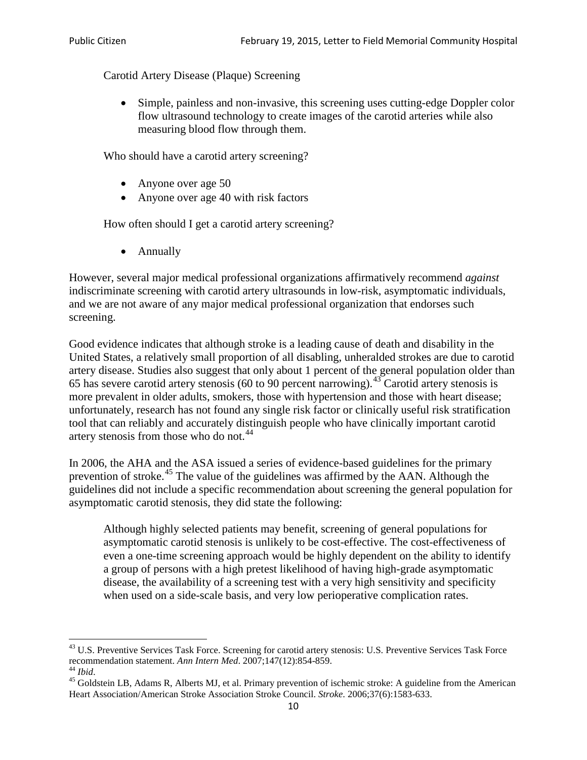Carotid Artery Disease (Plaque) Screening

- Simple, painless and non-invasive, this screening uses cutting-edge Doppler color flow ultrasound technology to create images of the carotid arteries while also measuring blood flow through them.

Who should have a carotid artery screening?

- Anyone over age 50
- Anyone over age 40 with risk factors

How often should I get a carotid artery screening?

- Annually

However, several major medical professional organizations affirmatively recommend *against* indiscriminate screening with carotid artery ultrasounds in low-risk, asymptomatic individuals, and we are not aware of any major medical professional organization that endorses such screening.

Good evidence indicates that although stroke is a leading cause of death and disability in the United States, a relatively small proportion of all disabling, unheralded strokes are due to carotid artery disease. Studies also suggest that only about 1 percent of the general population older than 65 has severe carotid artery stenosis (60 to 90 percent narrowing).[43] Carotid artery stenosis is more prevalent in older adults, smokers, those with hypertension and those with heart disease; unfortunately, research has not found any single risk factor or clinically useful risk stratification tool that can reliably and accurately distinguish people who have clinically important carotid artery stenosis from those who do not.[44]

In 2006, the AHA and the ASA issued a series of evidence-based guidelines for the primary prevention of stroke.[45] The value of the guidelines was affirmed by the AAN. Although the guidelines did not include a specific recommendation about screening the general population for asymptomatic carotid stenosis, they did state the following:

> Although highly selected patients may benefit, screening of general populations for asymptomatic carotid stenosis is unlikely to be cost-effective. The cost-effectiveness of even a one-time screening approach would be highly dependent on the ability to identify a group of persons with a high pretest likelihood of having high-grade asymptomatic disease, the availability of a screening test with a very high sensitivity and specificity when used on a side-scale basis, and very low perioperative complication rates.

[43] U.S. Preventive Services Task Force. Screening for carotid artery stenosis: U.S. Preventive Services Task Force recommendation statement. *Ann Intern Med*. 2007;147(12):854-859.

[44] *Ibid*.

[45] Goldstein LB, Adams R, Alberts MJ, et al. Primary prevention of ischemic stroke: A guideline from the American Heart Association/American Stroke Association Stroke Council. *Stroke*. 2006;37(6):1583-633.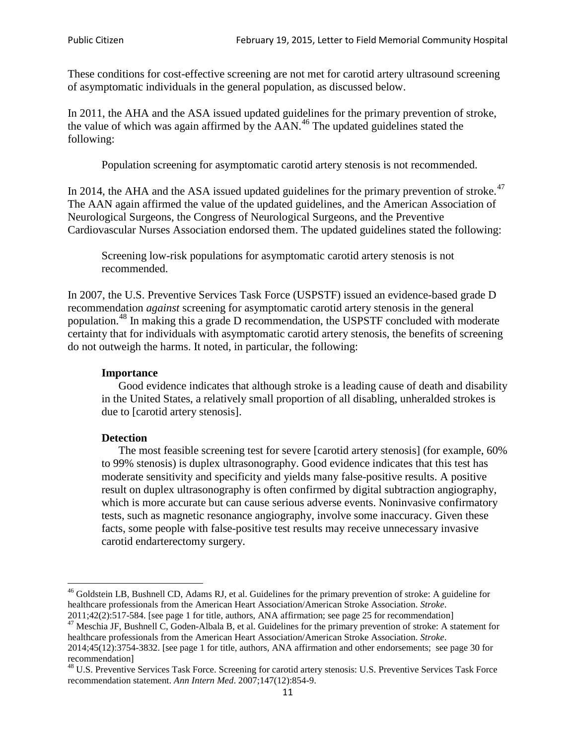These conditions for cost-effective screening are not met for carotid artery ultrasound screening of asymptomatic individuals in the general population, as discussed below.

In 2011, the AHA and the ASA issued updated guidelines for the primary prevention of stroke, the value of which was again affirmed by the AAN.[46] The updated guidelines stated the following:

> Population screening for asymptomatic carotid artery stenosis is not recommended.

In 2014, the AHA and the ASA issued updated guidelines for the primary prevention of stroke.[47] The AAN again affirmed the value of the updated guidelines, and the American Association of Neurological Surgeons, the Congress of Neurological Surgeons, and the Preventive Cardiovascular Nurses Association endorsed them. The updated guidelines stated the following:

> Screening low-risk populations for asymptomatic carotid artery stenosis is not recommended.

In 2007, the U.S. Preventive Services Task Force (USPSTF) issued an evidence-based grade D recommendation *against* screening for asymptomatic carotid artery stenosis in the general population.[48] In making this a grade D recommendation, the USPSTF concluded with moderate certainty that for individuals with asymptomatic carotid artery stenosis, the benefits of screening do not outweigh the harms. It noted, in particular, the following:

> **Importance**
>
> Good evidence indicates that although stroke is a leading cause of death and disability in the United States, a relatively small proportion of all disabling, unheralded strokes is due to [carotid artery stenosis].
>
> **Detection**
>
> The most feasible screening test for severe [carotid artery stenosis] (for example, 60% to 99% stenosis) is duplex ultrasonography. Good evidence indicates that this test has moderate sensitivity and specificity and yields many false-positive results. A positive result on duplex ultrasonography is often confirmed by digital subtraction angiography, which is more accurate but can cause serious adverse events. Noninvasive confirmatory tests, such as magnetic resonance angiography, involve some inaccuracy. Given these facts, some people with false-positive test results may receive unnecessary invasive carotid endarterectomy surgery.

---

[46] Goldstein LB, Bushnell CD, Adams RJ, et al. Guidelines for the primary prevention of stroke: A guideline for healthcare professionals from the American Heart Association/American Stroke Association. *Stroke*. 2011;42(2):517-584. [see page 1 for title, authors, ANA affirmation; see page 25 for recommendation]

[47] Meschia JF, Bushnell C, Goden-Albala B, et al. Guidelines for the primary prevention of stroke: A statement for healthcare professionals from the American Heart Association/American Stroke Association. *Stroke*. 2014;45(12):3754-3832. [see page 1 for title, authors, ANA affirmation and other endorsements; see page 30 for recommendation]

[48] U.S. Preventive Services Task Force. Screening for carotid artery stenosis: U.S. Preventive Services Task Force recommendation statement. *Ann Intern Med*. 2007;147(12):854-9.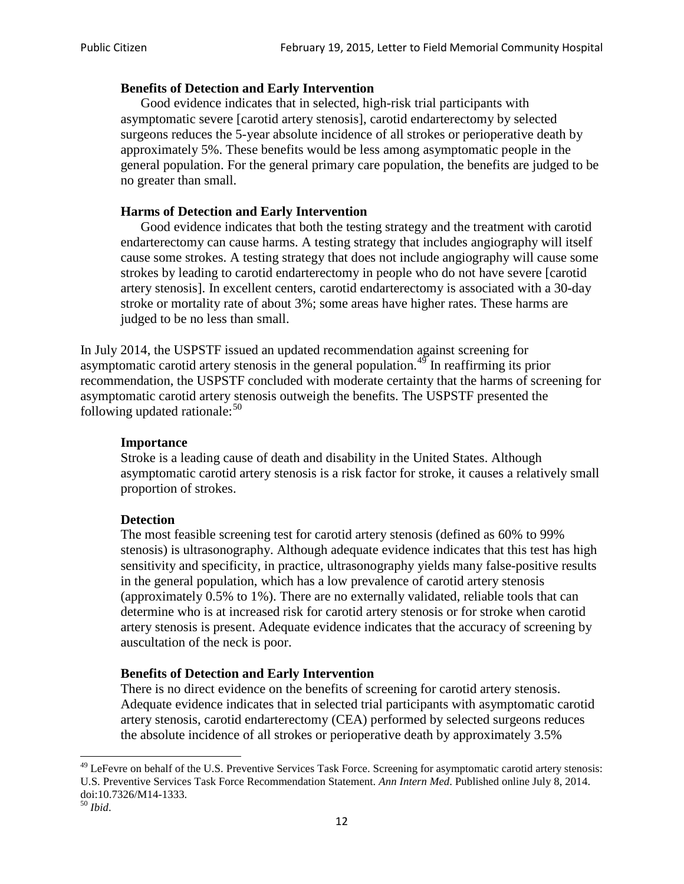> **Benefits of Detection and Early Intervention**
> Good evidence indicates that in selected, high-risk trial participants with asymptomatic severe [carotid artery stenosis], carotid endarterectomy by selected surgeons reduces the 5-year absolute incidence of all strokes or perioperative death by approximately 5%. These benefits would be less among asymptomatic people in the general population. For the general primary care population, the benefits are judged to be no greater than small.
>
> **Harms of Detection and Early Intervention**
> Good evidence indicates that both the testing strategy and the treatment with carotid endarterectomy can cause harms. A testing strategy that includes angiography will itself cause some strokes. A testing strategy that does not include angiography will cause some strokes by leading to carotid endarterectomy in people who do not have severe [carotid artery stenosis]. In excellent centers, carotid endarterectomy is associated with a 30-day stroke or mortality rate of about 3%; some areas have higher rates. These harms are judged to be no less than small.

In July 2014, the USPSTF issued an updated recommendation against screening for asymptomatic carotid artery stenosis in the general population.[49] In reaffirming its prior recommendation, the USPSTF concluded with moderate certainty that the harms of screening for asymptomatic carotid artery stenosis outweigh the benefits. The USPSTF presented the following updated rationale:[50]

> **Importance**
> Stroke is a leading cause of death and disability in the United States. Although asymptomatic carotid artery stenosis is a risk factor for stroke, it causes a relatively small proportion of strokes.
>
> **Detection**
> The most feasible screening test for carotid artery stenosis (defined as 60% to 99% stenosis) is ultrasonography. Although adequate evidence indicates that this test has high sensitivity and specificity, in practice, ultrasonography yields many false-positive results in the general population, which has a low prevalence of carotid artery stenosis (approximately 0.5% to 1%). There are no externally validated, reliable tools that can determine who is at increased risk for carotid artery stenosis or for stroke when carotid artery stenosis is present. Adequate evidence indicates that the accuracy of screening by auscultation of the neck is poor.
>
> **Benefits of Detection and Early Intervention**
> There is no direct evidence on the benefits of screening for carotid artery stenosis. Adequate evidence indicates that in selected trial participants with asymptomatic carotid artery stenosis, carotid endarterectomy (CEA) performed by selected surgeons reduces the absolute incidence of all strokes or perioperative death by approximately 3.5%

[49] LeFevre on behalf of the U.S. Preventive Services Task Force. Screening for asymptomatic carotid artery stenosis: U.S. Preventive Services Task Force Recommendation Statement. *Ann Intern Med*. Published online July 8, 2014. doi:10.7326/M14-1333.

[50] *Ibid*.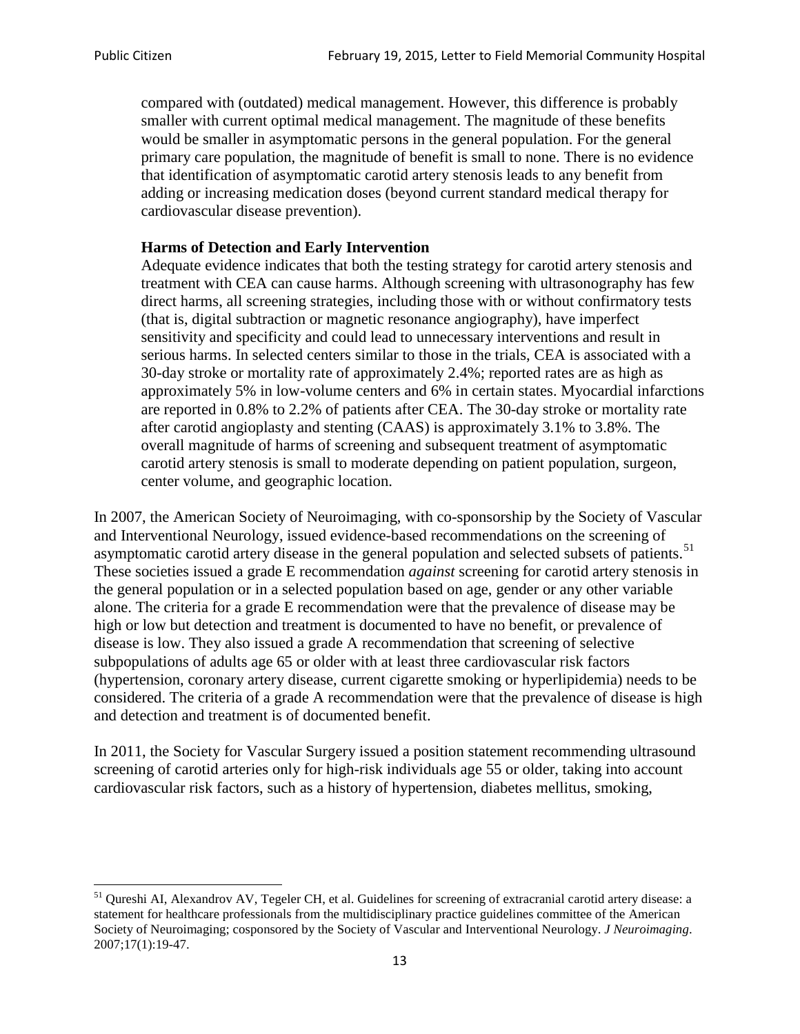> compared with (outdated) medical management. However, this difference is probably smaller with current optimal medical management. The magnitude of these benefits would be smaller in asymptomatic persons in the general population. For the general primary care population, the magnitude of benefit is small to none. There is no evidence that identification of asymptomatic carotid artery stenosis leads to any benefit from adding or increasing medication doses (beyond current standard medical therapy for cardiovascular disease prevention).
>
> **Harms of Detection and Early Intervention**
> Adequate evidence indicates that both the testing strategy for carotid artery stenosis and treatment with CEA can cause harms. Although screening with ultrasonography has few direct harms, all screening strategies, including those with or without confirmatory tests (that is, digital subtraction or magnetic resonance angiography), have imperfect sensitivity and specificity and could lead to unnecessary interventions and result in serious harms. In selected centers similar to those in the trials, CEA is associated with a 30-day stroke or mortality rate of approximately 2.4%; reported rates are as high as approximately 5% in low-volume centers and 6% in certain states. Myocardial infarctions are reported in 0.8% to 2.2% of patients after CEA. The 30-day stroke or mortality rate after carotid angioplasty and stenting (CAAS) is approximately 3.1% to 3.8%. The overall magnitude of harms of screening and subsequent treatment of asymptomatic carotid artery stenosis is small to moderate depending on patient population, surgeon, center volume, and geographic location.

In 2007, the American Society of Neuroimaging, with co-sponsorship by the Society of Vascular and Interventional Neurology, issued evidence-based recommendations on the screening of asymptomatic carotid artery disease in the general population and selected subsets of patients.[51] These societies issued a grade E recommendation *against* screening for carotid artery stenosis in the general population or in a selected population based on age, gender or any other variable alone. The criteria for a grade E recommendation were that the prevalence of disease may be high or low but detection and treatment is documented to have no benefit, or prevalence of disease is low. They also issued a grade A recommendation that screening of selective subpopulations of adults age 65 or older with at least three cardiovascular risk factors (hypertension, coronary artery disease, current cigarette smoking or hyperlipidemia) needs to be considered. The criteria of a grade A recommendation were that the prevalence of disease is high and detection and treatment is of documented benefit.

In 2011, the Society for Vascular Surgery issued a position statement recommending ultrasound screening of carotid arteries only for high-risk individuals age 55 or older, taking into account cardiovascular risk factors, such as a history of hypertension, diabetes mellitus, smoking,

---

[51] Qureshi AI, Alexandrov AV, Tegeler CH, et al. Guidelines for screening of extracranial carotid artery disease: a statement for healthcare professionals from the multidisciplinary practice guidelines committee of the American Society of Neuroimaging; cosponsored by the Society of Vascular and Interventional Neurology. *J Neuroimaging*. 2007;17(1):19-47.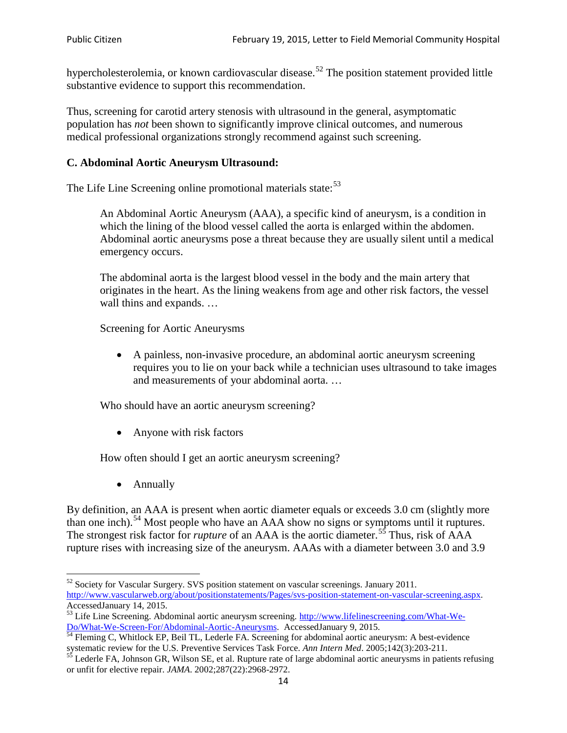hypercholesterolemia, or known cardiovascular disease.[52] The position statement provided little substantive evidence to support this recommendation.

Thus, screening for carotid artery stenosis with ultrasound in the general, asymptomatic population has *not* been shown to significantly improve clinical outcomes, and numerous medical professional organizations strongly recommend against such screening.

**C. Abdominal Aortic Aneurysm Ultrasound:**

The Life Line Screening online promotional materials state:[53]

> An Abdominal Aortic Aneurysm (AAA), a specific kind of aneurysm, is a condition in which the lining of the blood vessel called the aorta is enlarged within the abdomen. Abdominal aortic aneurysms pose a threat because they are usually silent until a medical emergency occurs.
>
> The abdominal aorta is the largest blood vessel in the body and the main artery that originates in the heart. As the lining weakens from age and other risk factors, the vessel wall thins and expands. …
>
> Screening for Aortic Aneurysms
>
> - A painless, non-invasive procedure, an abdominal aortic aneurysm screening requires you to lie on your back while a technician uses ultrasound to take images and measurements of your abdominal aorta. …
>
> Who should have an aortic aneurysm screening?
>
> - Anyone with risk factors
>
> How often should I get an aortic aneurysm screening?
>
> - Annually

By definition, an AAA is present when aortic diameter equals or exceeds 3.0 cm (slightly more than one inch).[54] Most people who have an AAA show no signs or symptoms until it ruptures. The strongest risk factor for *rupture* of an AAA is the aortic diameter.[55] Thus, risk of AAA rupture rises with increasing size of the aneurysm. AAAs with a diameter between 3.0 and 3.9

---

[52] Society for Vascular Surgery. SVS position statement on vascular screenings. January 2011. http://www.vascularweb.org/about/positionstatements/Pages/svs-position-statement-on-vascular-screening.aspx. AccessedJanuary 14, 2015.

[53] Life Line Screening. Abdominal aortic aneurysm screening. http://www.lifelinescreening.com/What-We-Do/What-We-Screen-For/Abdominal-Aortic-Aneurysms. AccessedJanuary 9, 2015.

[54] Fleming C, Whitlock EP, Beil TL, Lederle FA. Screening for abdominal aortic aneurysm: A best-evidence systematic review for the U.S. Preventive Services Task Force. *Ann Intern Med*. 2005;142(3):203-211.

[55] Lederle FA, Johnson GR, Wilson SE, et al. Rupture rate of large abdominal aortic aneurysms in patients refusing or unfit for elective repair. *JAMA*. 2002;287(22):2968-2972.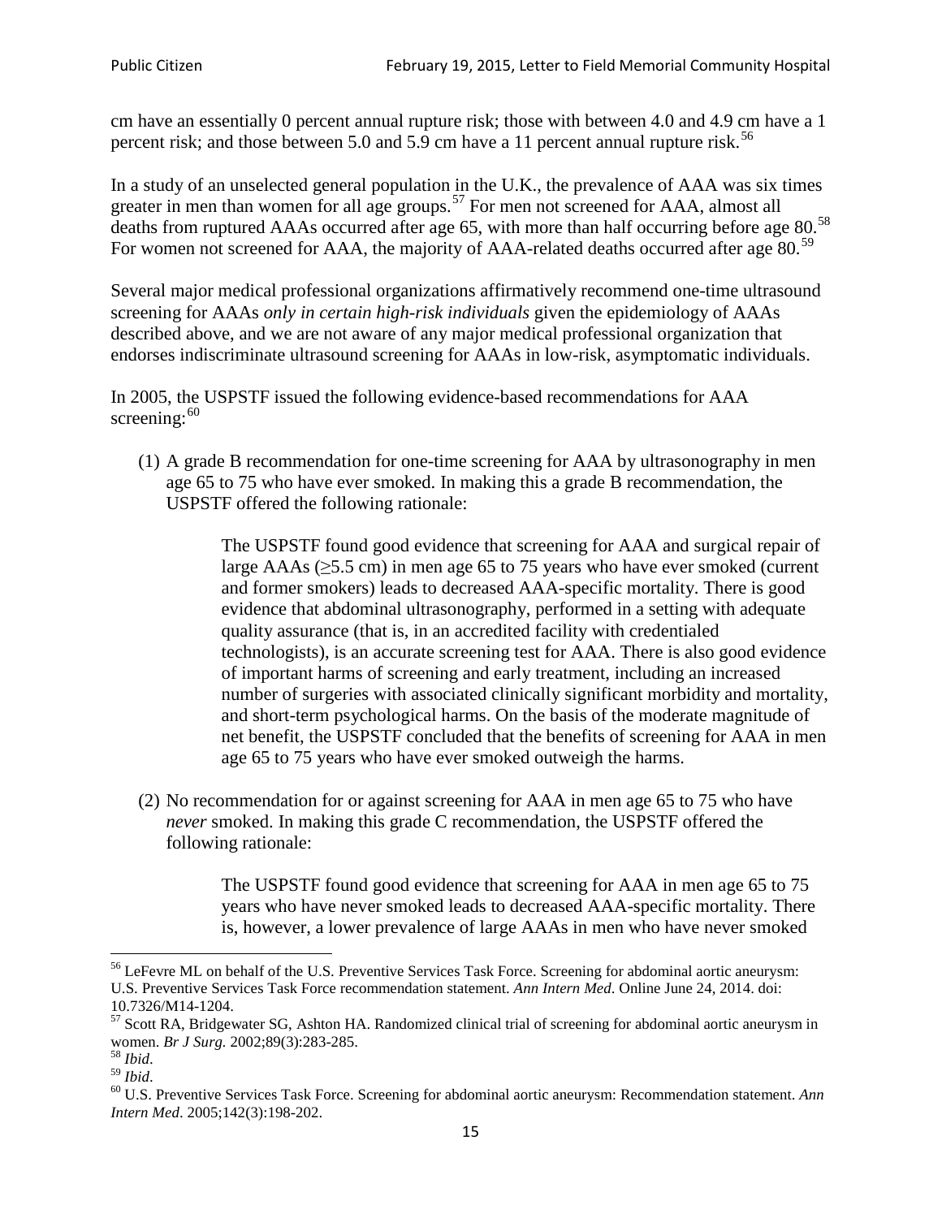cm have an essentially 0 percent annual rupture risk; those with between 4.0 and 4.9 cm have a 1 percent risk; and those between 5.0 and 5.9 cm have a 11 percent annual rupture risk.[56]

In a study of an unselected general population in the U.K., the prevalence of AAA was six times greater in men than women for all age groups.[57] For men not screened for AAA, almost all deaths from ruptured AAAs occurred after age 65, with more than half occurring before age 80.[58] For women not screened for AAA, the majority of AAA-related deaths occurred after age 80.[59]

Several major medical professional organizations affirmatively recommend one-time ultrasound screening for AAAs *only in certain high-risk individuals* given the epidemiology of AAAs described above, and we are not aware of any major medical professional organization that endorses indiscriminate ultrasound screening for AAAs in low-risk, asymptomatic individuals.

In 2005, the USPSTF issued the following evidence-based recommendations for AAA screening:[60]

(1) A grade B recommendation for one-time screening for AAA by ultrasonography in men age 65 to 75 who have ever smoked. In making this a grade B recommendation, the USPSTF offered the following rationale:

> The USPSTF found good evidence that screening for AAA and surgical repair of large AAAs (≥5.5 cm) in men age 65 to 75 years who have ever smoked (current and former smokers) leads to decreased AAA-specific mortality. There is good evidence that abdominal ultrasonography, performed in a setting with adequate quality assurance (that is, in an accredited facility with credentialed technologists), is an accurate screening test for AAA. There is also good evidence of important harms of screening and early treatment, including an increased number of surgeries with associated clinically significant morbidity and mortality, and short-term psychological harms. On the basis of the moderate magnitude of net benefit, the USPSTF concluded that the benefits of screening for AAA in men age 65 to 75 years who have ever smoked outweigh the harms.

(2) No recommendation for or against screening for AAA in men age 65 to 75 who have *never* smoked. In making this grade C recommendation, the USPSTF offered the following rationale:

> The USPSTF found good evidence that screening for AAA in men age 65 to 75 years who have never smoked leads to decreased AAA-specific mortality. There is, however, a lower prevalence of large AAAs in men who have never smoked

---

[56] LeFevre ML on behalf of the U.S. Preventive Services Task Force. Screening for abdominal aortic aneurysm: U.S. Preventive Services Task Force recommendation statement. *Ann Intern Med*. Online June 24, 2014. doi: 10.7326/M14-1204.

[57] Scott RA, Bridgewater SG, Ashton HA. Randomized clinical trial of screening for abdominal aortic aneurysm in women. *Br J Surg.* 2002;89(3):283-285.

[58] *Ibid*.

[59] *Ibid*.

[60] U.S. Preventive Services Task Force. Screening for abdominal aortic aneurysm: Recommendation statement. *Ann Intern Med*. 2005;142(3):198-202.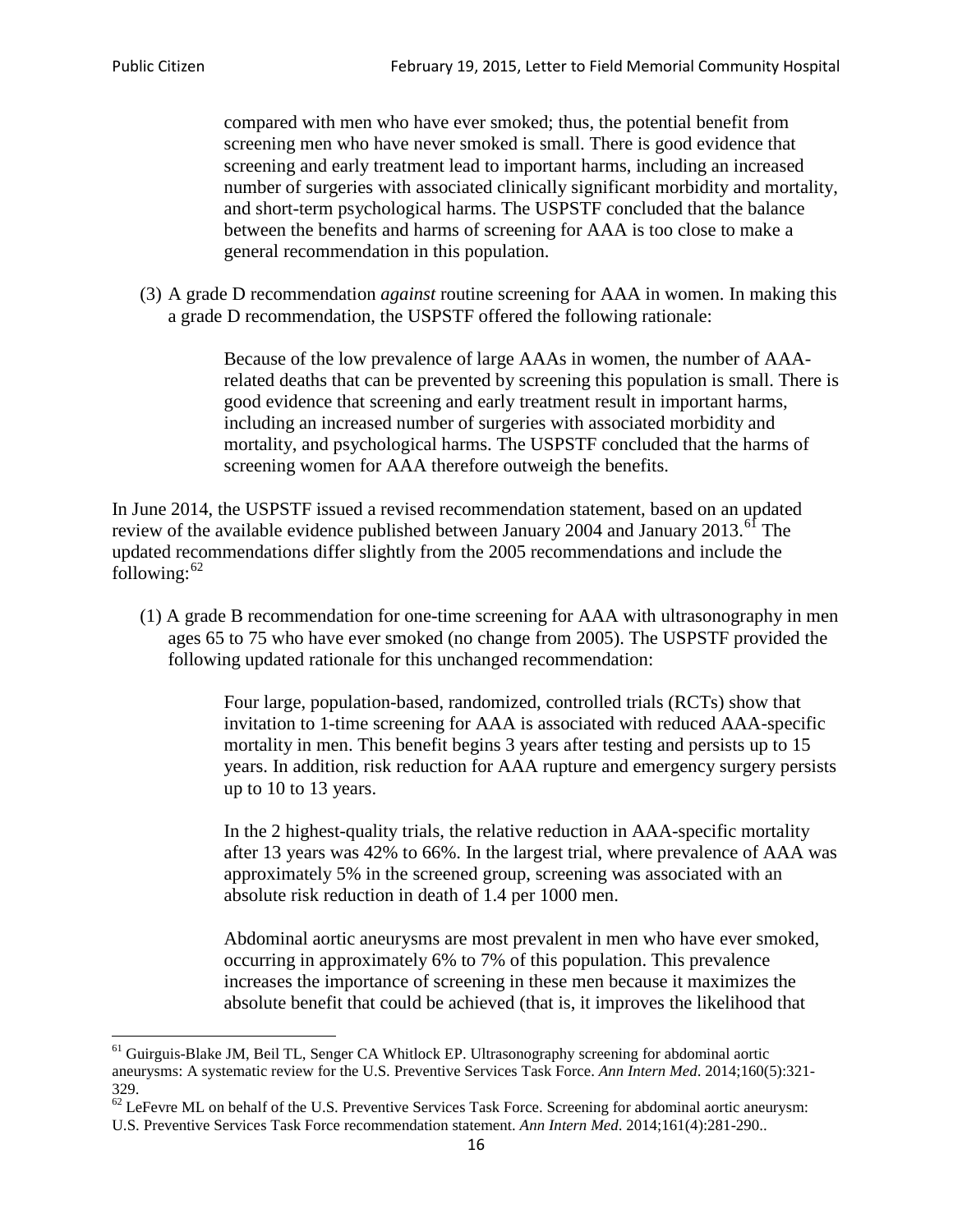> compared with men who have ever smoked; thus, the potential benefit from screening men who have never smoked is small. There is good evidence that screening and early treatment lead to important harms, including an increased number of surgeries with associated clinically significant morbidity and mortality, and short-term psychological harms. The USPSTF concluded that the balance between the benefits and harms of screening for AAA is too close to make a general recommendation in this population.

(3) A grade D recommendation *against* routine screening for AAA in women. In making this a grade D recommendation, the USPSTF offered the following rationale:

> Because of the low prevalence of large AAAs in women, the number of AAA-related deaths that can be prevented by screening this population is small. There is good evidence that screening and early treatment result in important harms, including an increased number of surgeries with associated morbidity and mortality, and psychological harms. The USPSTF concluded that the harms of screening women for AAA therefore outweigh the benefits.

In June 2014, the USPSTF issued a revised recommendation statement, based on an updated review of the available evidence published between January 2004 and January 2013.[61] The updated recommendations differ slightly from the 2005 recommendations and include the following:[62]

(1) A grade B recommendation for one-time screening for AAA with ultrasonography in men ages 65 to 75 who have ever smoked (no change from 2005). The USPSTF provided the following updated rationale for this unchanged recommendation:

> Four large, population-based, randomized, controlled trials (RCTs) show that invitation to 1-time screening for AAA is associated with reduced AAA-specific mortality in men. This benefit begins 3 years after testing and persists up to 15 years. In addition, risk reduction for AAA rupture and emergency surgery persists up to 10 to 13 years.
>
> In the 2 highest-quality trials, the relative reduction in AAA-specific mortality after 13 years was 42% to 66%. In the largest trial, where prevalence of AAA was approximately 5% in the screened group, screening was associated with an absolute risk reduction in death of 1.4 per 1000 men.
>
> Abdominal aortic aneurysms are most prevalent in men who have ever smoked, occurring in approximately 6% to 7% of this population. This prevalence increases the importance of screening in these men because it maximizes the absolute benefit that could be achieved (that is, it improves the likelihood that

---

[61] Guirguis-Blake JM, Beil TL, Senger CA Whitlock EP. Ultrasonography screening for abdominal aortic aneurysms: A systematic review for the U.S. Preventive Services Task Force. *Ann Intern Med*. 2014;160(5):321-329.

[62] LeFevre ML on behalf of the U.S. Preventive Services Task Force. Screening for abdominal aortic aneurysm: U.S. Preventive Services Task Force recommendation statement. *Ann Intern Med*. 2014;161(4):281-290..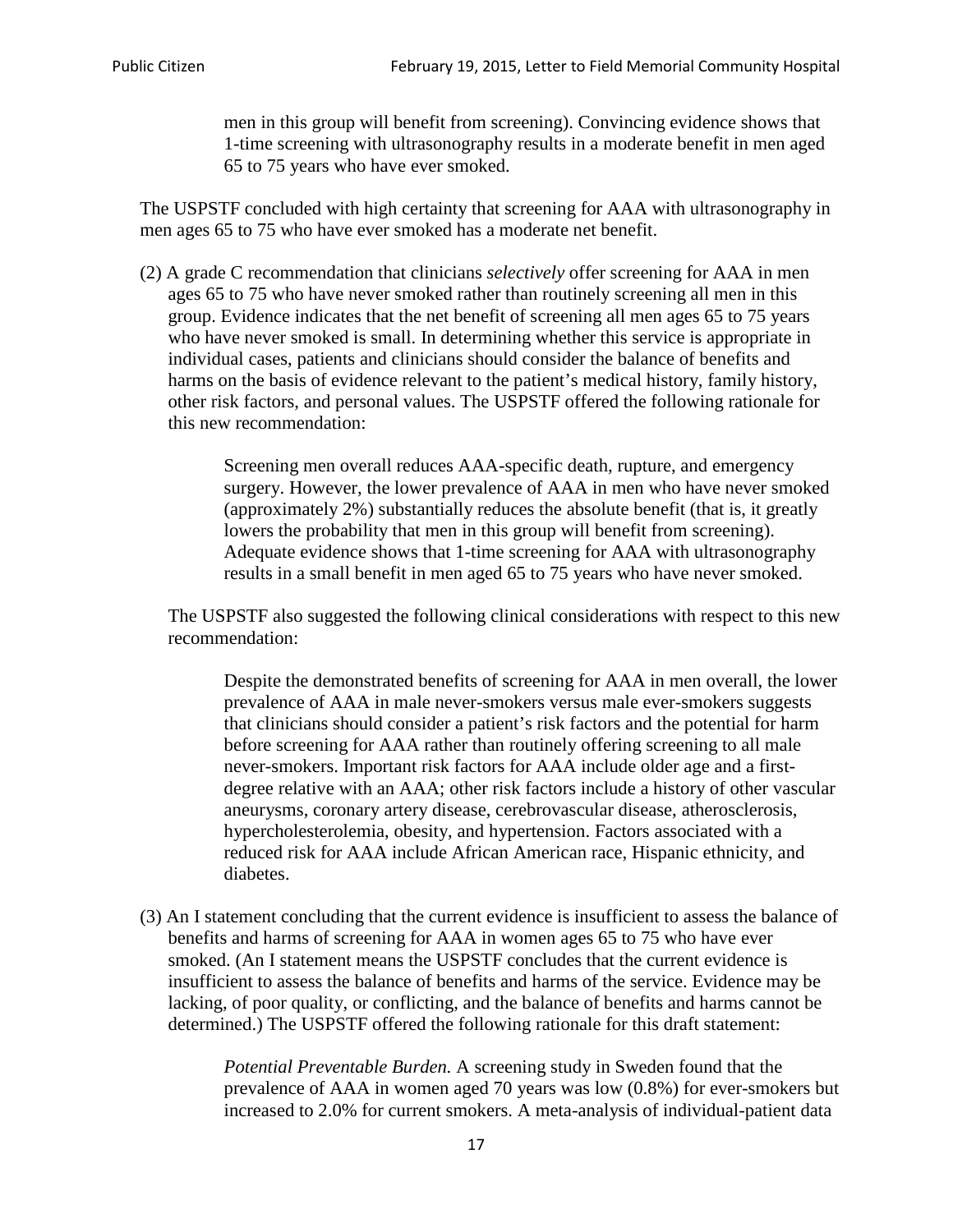> men in this group will benefit from screening). Convincing evidence shows that 1-time screening with ultrasonography results in a moderate benefit in men aged 65 to 75 years who have ever smoked.

The USPSTF concluded with high certainty that screening for AAA with ultrasonography in men ages 65 to 75 who have ever smoked has a moderate net benefit.

(2) A grade C recommendation that clinicians *selectively* offer screening for AAA in men ages 65 to 75 who have never smoked rather than routinely screening all men in this group. Evidence indicates that the net benefit of screening all men ages 65 to 75 years who have never smoked is small. In determining whether this service is appropriate in individual cases, patients and clinicians should consider the balance of benefits and harms on the basis of evidence relevant to the patient's medical history, family history, other risk factors, and personal values. The USPSTF offered the following rationale for this new recommendation:

> Screening men overall reduces AAA-specific death, rupture, and emergency surgery. However, the lower prevalence of AAA in men who have never smoked (approximately 2%) substantially reduces the absolute benefit (that is, it greatly lowers the probability that men in this group will benefit from screening). Adequate evidence shows that 1-time screening for AAA with ultrasonography results in a small benefit in men aged 65 to 75 years who have never smoked.

The USPSTF also suggested the following clinical considerations with respect to this new recommendation:

> Despite the demonstrated benefits of screening for AAA in men overall, the lower prevalence of AAA in male never-smokers versus male ever-smokers suggests that clinicians should consider a patient's risk factors and the potential for harm before screening for AAA rather than routinely offering screening to all male never-smokers. Important risk factors for AAA include older age and a first-degree relative with an AAA; other risk factors include a history of other vascular aneurysms, coronary artery disease, cerebrovascular disease, atherosclerosis, hypercholesterolemia, obesity, and hypertension. Factors associated with a reduced risk for AAA include African American race, Hispanic ethnicity, and diabetes.

(3) An I statement concluding that the current evidence is insufficient to assess the balance of benefits and harms of screening for AAA in women ages 65 to 75 who have ever smoked. (An I statement means the USPSTF concludes that the current evidence is insufficient to assess the balance of benefits and harms of the service. Evidence may be lacking, of poor quality, or conflicting, and the balance of benefits and harms cannot be determined.) The USPSTF offered the following rationale for this draft statement:

> *Potential Preventable Burden.* A screening study in Sweden found that the prevalence of AAA in women aged 70 years was low (0.8%) for ever-smokers but increased to 2.0% for current smokers. A meta-analysis of individual-patient data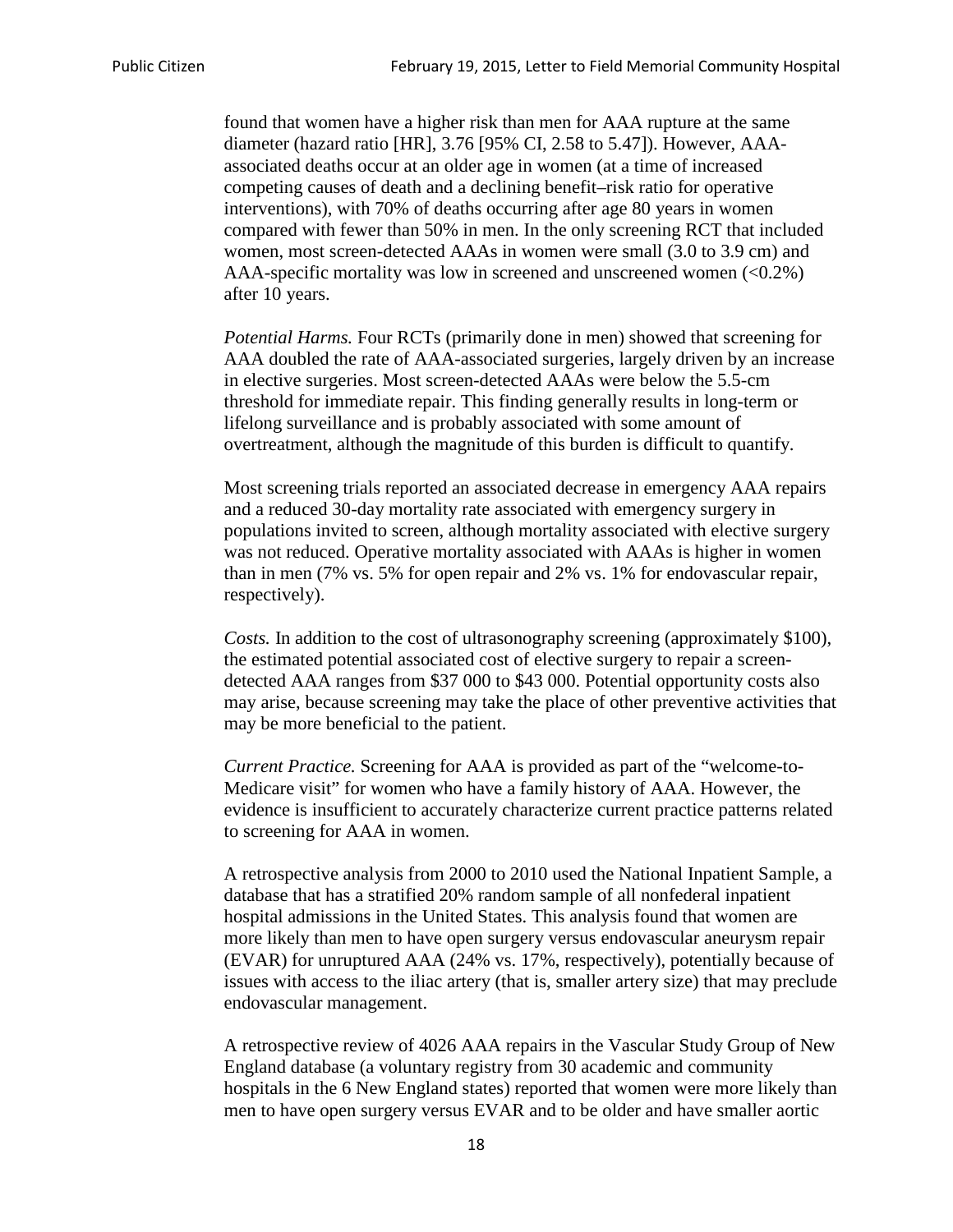found that women have a higher risk than men for AAA rupture at the same diameter (hazard ratio [HR], 3.76 [95% CI, 2.58 to 5.47]). However, AAA-associated deaths occur at an older age in women (at a time of increased competing causes of death and a declining benefit–risk ratio for operative interventions), with 70% of deaths occurring after age 80 years in women compared with fewer than 50% in men. In the only screening RCT that included women, most screen-detected AAAs in women were small (3.0 to 3.9 cm) and AAA-specific mortality was low in screened and unscreened women (<0.2%) after 10 years.

*Potential Harms.* Four RCTs (primarily done in men) showed that screening for AAA doubled the rate of AAA-associated surgeries, largely driven by an increase in elective surgeries. Most screen-detected AAAs were below the 5.5-cm threshold for immediate repair. This finding generally results in long-term or lifelong surveillance and is probably associated with some amount of overtreatment, although the magnitude of this burden is difficult to quantify.

Most screening trials reported an associated decrease in emergency AAA repairs and a reduced 30-day mortality rate associated with emergency surgery in populations invited to screen, although mortality associated with elective surgery was not reduced. Operative mortality associated with AAAs is higher in women than in men (7% vs. 5% for open repair and 2% vs. 1% for endovascular repair, respectively).

*Costs.* In addition to the cost of ultrasonography screening (approximately $100), the estimated potential associated cost of elective surgery to repair a screen-detected AAA ranges from $37 000 to $43 000. Potential opportunity costs also may arise, because screening may take the place of other preventive activities that may be more beneficial to the patient.

*Current Practice.* Screening for AAA is provided as part of the "welcome-to-Medicare visit" for women who have a family history of AAA. However, the evidence is insufficient to accurately characterize current practice patterns related to screening for AAA in women.

A retrospective analysis from 2000 to 2010 used the National Inpatient Sample, a database that has a stratified 20% random sample of all nonfederal inpatient hospital admissions in the United States. This analysis found that women are more likely than men to have open surgery versus endovascular aneurysm repair (EVAR) for unruptured AAA (24% vs. 17%, respectively), potentially because of issues with access to the iliac artery (that is, smaller artery size) that may preclude endovascular management.

A retrospective review of 4026 AAA repairs in the Vascular Study Group of New England database (a voluntary registry from 30 academic and community hospitals in the 6 New England states) reported that women were more likely than men to have open surgery versus EVAR and to be older and have smaller aortic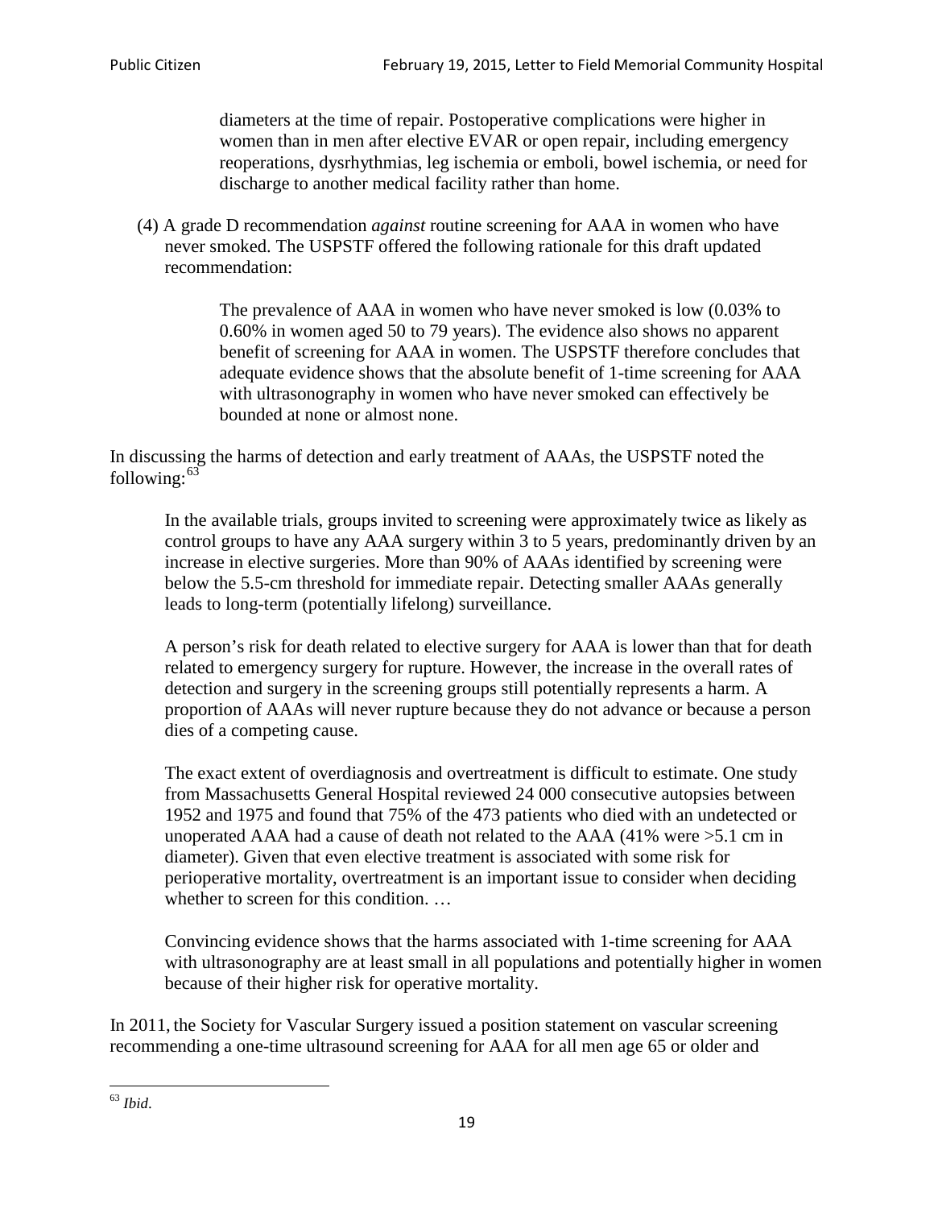> diameters at the time of repair. Postoperative complications were higher in women than in men after elective EVAR or open repair, including emergency reoperations, dysrhythmias, leg ischemia or emboli, bowel ischemia, or need for discharge to another medical facility rather than home.

(4) A grade D recommendation *against* routine screening for AAA in women who have never smoked. The USPSTF offered the following rationale for this draft updated recommendation:

> The prevalence of AAA in women who have never smoked is low (0.03% to 0.60% in women aged 50 to 79 years). The evidence also shows no apparent benefit of screening for AAA in women. The USPSTF therefore concludes that adequate evidence shows that the absolute benefit of 1-time screening for AAA with ultrasonography in women who have never smoked can effectively be bounded at none or almost none.

In discussing the harms of detection and early treatment of AAAs, the USPSTF noted the following:[63]

> In the available trials, groups invited to screening were approximately twice as likely as control groups to have any AAA surgery within 3 to 5 years, predominantly driven by an increase in elective surgeries. More than 90% of AAAs identified by screening were below the 5.5-cm threshold for immediate repair. Detecting smaller AAAs generally leads to long-term (potentially lifelong) surveillance.
>
> A person's risk for death related to elective surgery for AAA is lower than that for death related to emergency surgery for rupture. However, the increase in the overall rates of detection and surgery in the screening groups still potentially represents a harm. A proportion of AAAs will never rupture because they do not advance or because a person dies of a competing cause.
>
> The exact extent of overdiagnosis and overtreatment is difficult to estimate. One study from Massachusetts General Hospital reviewed 24 000 consecutive autopsies between 1952 and 1975 and found that 75% of the 473 patients who died with an undetected or unoperated AAA had a cause of death not related to the AAA (41% were >5.1 cm in diameter). Given that even elective treatment is associated with some risk for perioperative mortality, overtreatment is an important issue to consider when deciding whether to screen for this condition. …
>
> Convincing evidence shows that the harms associated with 1-time screening for AAA with ultrasonography are at least small in all populations and potentially higher in women because of their higher risk for operative mortality.

In 2011, the Society for Vascular Surgery issued a position statement on vascular screening recommending a one-time ultrasound screening for AAA for all men age 65 or older and

[63] *Ibid*.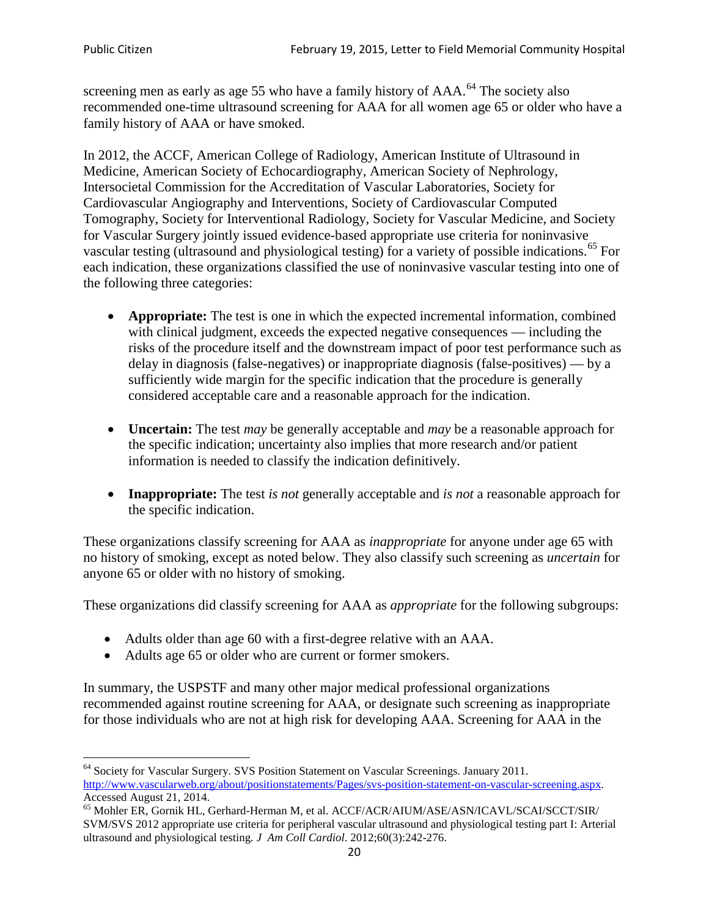screening men as early as age 55 who have a family history of AAA.[64] The society also recommended one-time ultrasound screening for AAA for all women age 65 or older who have a family history of AAA or have smoked.

In 2012, the ACCF, American College of Radiology, American Institute of Ultrasound in Medicine, American Society of Echocardiography, American Society of Nephrology, Intersocietal Commission for the Accreditation of Vascular Laboratories, Society for Cardiovascular Angiography and Interventions, Society of Cardiovascular Computed Tomography, Society for Interventional Radiology, Society for Vascular Medicine, and Society for Vascular Surgery jointly issued evidence-based appropriate use criteria for noninvasive vascular testing (ultrasound and physiological testing) for a variety of possible indications.[65] For each indication, these organizations classified the use of noninvasive vascular testing into one of the following three categories:

- **Appropriate:** The test is one in which the expected incremental information, combined with clinical judgment, exceeds the expected negative consequences — including the risks of the procedure itself and the downstream impact of poor test performance such as delay in diagnosis (false-negatives) or inappropriate diagnosis (false-positives) — by a sufficiently wide margin for the specific indication that the procedure is generally considered acceptable care and a reasonable approach for the indication.

- **Uncertain:** The test *may* be generally acceptable and *may* be a reasonable approach for the specific indication; uncertainty also implies that more research and/or patient information is needed to classify the indication definitively.

- **Inappropriate:** The test *is not* generally acceptable and *is not* a reasonable approach for the specific indication.

These organizations classify screening for AAA as *inappropriate* for anyone under age 65 with no history of smoking, except as noted below. They also classify such screening as *uncertain* for anyone 65 or older with no history of smoking.

These organizations did classify screening for AAA as *appropriate* for the following subgroups:

- Adults older than age 60 with a first-degree relative with an AAA.
- Adults age 65 or older who are current or former smokers.

In summary, the USPSTF and many other major medical professional organizations recommended against routine screening for AAA, or designate such screening as inappropriate for those individuals who are not at high risk for developing AAA. Screening for AAA in the

---

[64] Society for Vascular Surgery. SVS Position Statement on Vascular Screenings. January 2011. http://www.vascularweb.org/about/positionstatements/Pages/svs-position-statement-on-vascular-screening.aspx. Accessed August 21, 2014.

[65] Mohler ER, Gornik HL, Gerhard-Herman M, et al. ACCF/ACR/AIUM/ASE/ASN/ICAVL/SCAI/SCCT/SIR/SVM/SVS 2012 appropriate use criteria for peripheral vascular ultrasound and physiological testing part I: Arterial ultrasound and physiological testing. *J Am Coll Cardiol*. 2012;60(3):242-276.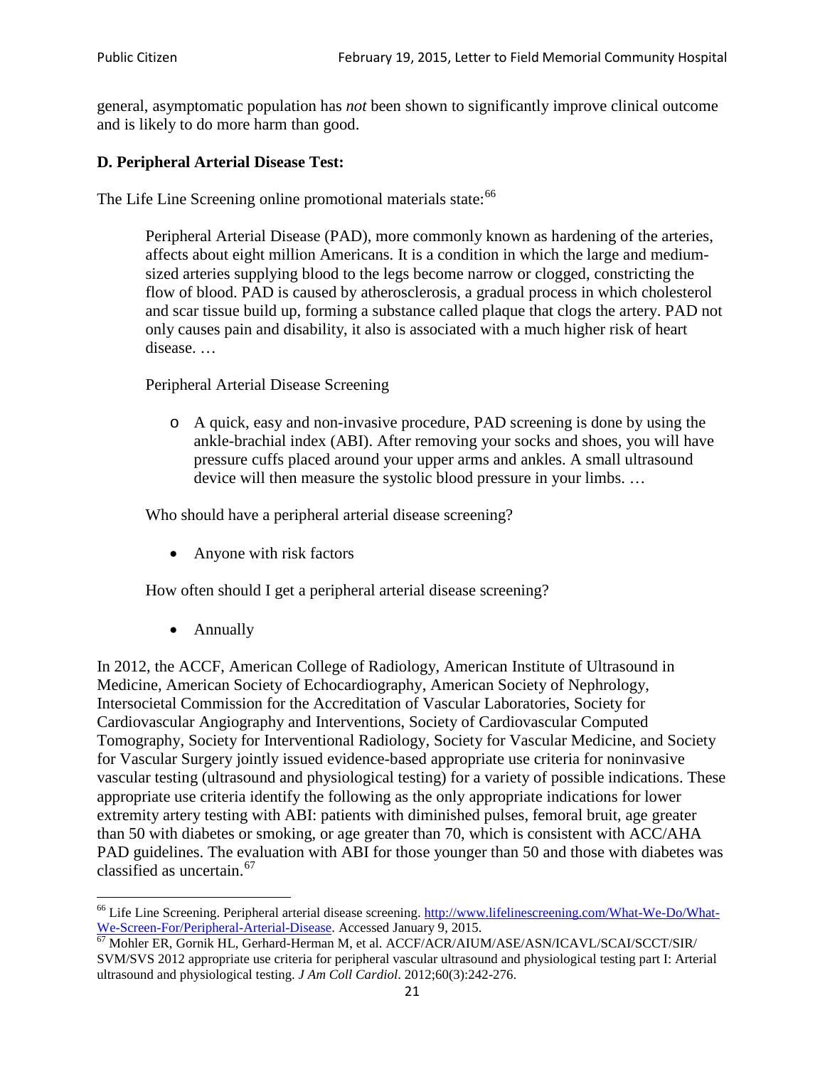general, asymptomatic population has *not* been shown to significantly improve clinical outcome and is likely to do more harm than good.

### D. Peripheral Arterial Disease Test:

The Life Line Screening online promotional materials state:[66]

> Peripheral Arterial Disease (PAD), more commonly known as hardening of the arteries, affects about eight million Americans. It is a condition in which the large and medium-sized arteries supplying blood to the legs become narrow or clogged, constricting the flow of blood. PAD is caused by atherosclerosis, a gradual process in which cholesterol and scar tissue build up, forming a substance called plaque that clogs the artery. PAD not only causes pain and disability, it also is associated with a much higher risk of heart disease. …
>
> Peripheral Arterial Disease Screening
>
> - A quick, easy and non-invasive procedure, PAD screening is done by using the ankle-brachial index (ABI). After removing your socks and shoes, you will have pressure cuffs placed around your upper arms and ankles. A small ultrasound device will then measure the systolic blood pressure in your limbs. …
>
> Who should have a peripheral arterial disease screening?
>
> - Anyone with risk factors
>
> How often should I get a peripheral arterial disease screening?
>
> - Annually

In 2012, the ACCF, American College of Radiology, American Institute of Ultrasound in Medicine, American Society of Echocardiography, American Society of Nephrology, Intersocietal Commission for the Accreditation of Vascular Laboratories, Society for Cardiovascular Angiography and Interventions, Society of Cardiovascular Computed Tomography, Society for Interventional Radiology, Society for Vascular Medicine, and Society for Vascular Surgery jointly issued evidence-based appropriate use criteria for noninvasive vascular testing (ultrasound and physiological testing) for a variety of possible indications. These appropriate use criteria identify the following as the only appropriate indications for lower extremity artery testing with ABI: patients with diminished pulses, femoral bruit, age greater than 50 with diabetes or smoking, or age greater than 70, which is consistent with ACC/AHA PAD guidelines. The evaluation with ABI for those younger than 50 and those with diabetes was classified as uncertain.[67]

---

[66] Life Line Screening. Peripheral arterial disease screening. http://www.lifelinescreening.com/What-We-Do/What-We-Screen-For/Peripheral-Arterial-Disease. Accessed January 9, 2015.

[67] Mohler ER, Gornik HL, Gerhard-Herman M, et al. ACCF/ACR/AIUM/ASE/ASN/ICAVL/SCAI/SCCT/SIR/SVM/SVS 2012 appropriate use criteria for peripheral vascular ultrasound and physiological testing part I: Arterial ultrasound and physiological testing. *J Am Coll Cardiol*. 2012;60(3):242-276.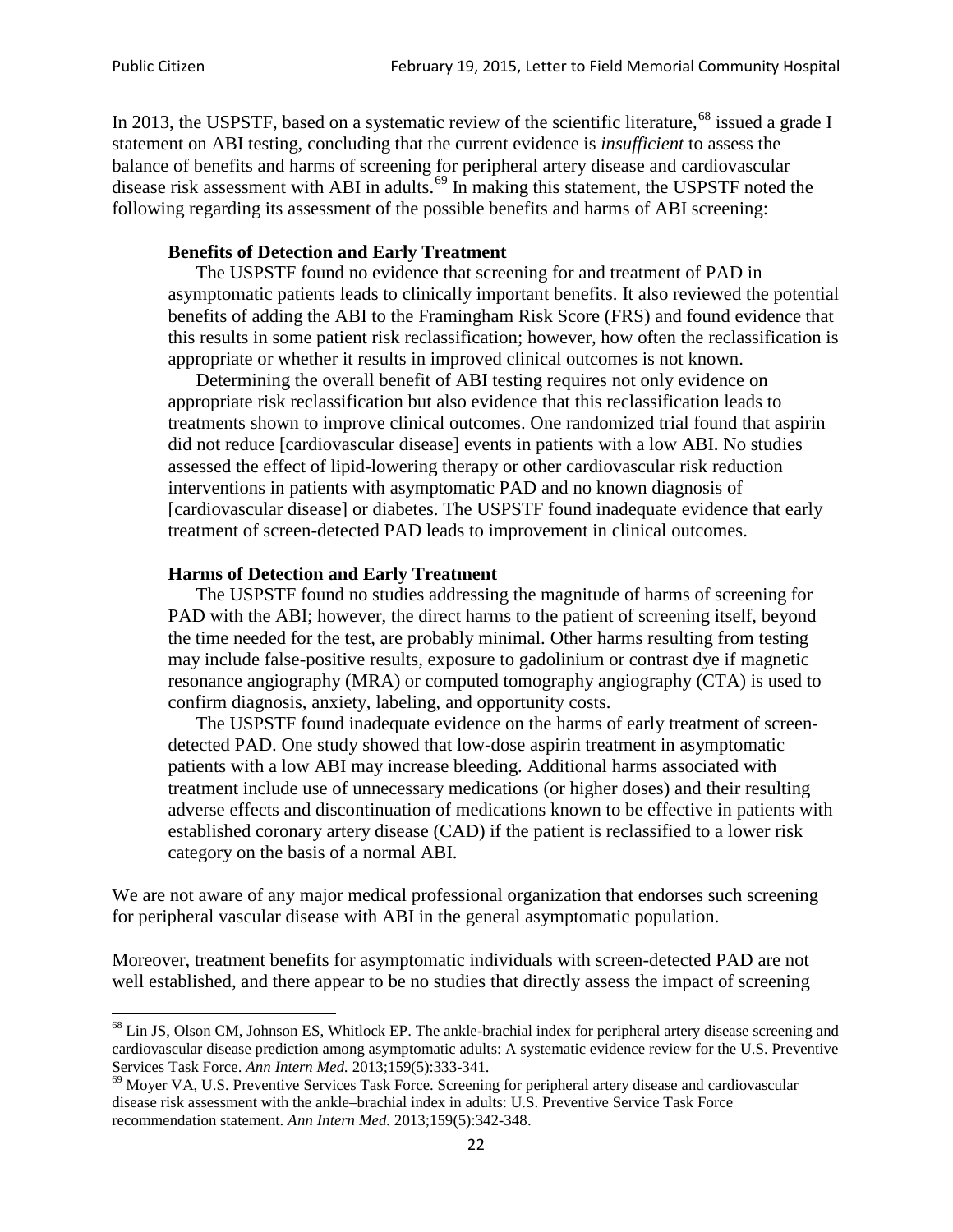In 2013, the USPSTF, based on a systematic review of the scientific literature,[68] issued a grade I statement on ABI testing, concluding that the current evidence is *insufficient* to assess the balance of benefits and harms of screening for peripheral artery disease and cardiovascular disease risk assessment with ABI in adults.[69] In making this statement, the USPSTF noted the following regarding its assessment of the possible benefits and harms of ABI screening:

> **Benefits of Detection and Early Treatment**
>
> The USPSTF found no evidence that screening for and treatment of PAD in asymptomatic patients leads to clinically important benefits. It also reviewed the potential benefits of adding the ABI to the Framingham Risk Score (FRS) and found evidence that this results in some patient risk reclassification; however, how often the reclassification is appropriate or whether it results in improved clinical outcomes is not known.
>
> Determining the overall benefit of ABI testing requires not only evidence on appropriate risk reclassification but also evidence that this reclassification leads to treatments shown to improve clinical outcomes. One randomized trial found that aspirin did not reduce [cardiovascular disease] events in patients with a low ABI. No studies assessed the effect of lipid-lowering therapy or other cardiovascular risk reduction interventions in patients with asymptomatic PAD and no known diagnosis of [cardiovascular disease] or diabetes. The USPSTF found inadequate evidence that early treatment of screen-detected PAD leads to improvement in clinical outcomes.
>
> **Harms of Detection and Early Treatment**
>
> The USPSTF found no studies addressing the magnitude of harms of screening for PAD with the ABI; however, the direct harms to the patient of screening itself, beyond the time needed for the test, are probably minimal. Other harms resulting from testing may include false-positive results, exposure to gadolinium or contrast dye if magnetic resonance angiography (MRA) or computed tomography angiography (CTA) is used to confirm diagnosis, anxiety, labeling, and opportunity costs.
>
> The USPSTF found inadequate evidence on the harms of early treatment of screen-detected PAD. One study showed that low-dose aspirin treatment in asymptomatic patients with a low ABI may increase bleeding. Additional harms associated with treatment include use of unnecessary medications (or higher doses) and their resulting adverse effects and discontinuation of medications known to be effective in patients with established coronary artery disease (CAD) if the patient is reclassified to a lower risk category on the basis of a normal ABI.

We are not aware of any major medical professional organization that endorses such screening for peripheral vascular disease with ABI in the general asymptomatic population.

Moreover, treatment benefits for asymptomatic individuals with screen-detected PAD are not well established, and there appear to be no studies that directly assess the impact of screening

---

[68] Lin JS, Olson CM, Johnson ES, Whitlock EP. The ankle-brachial index for peripheral artery disease screening and cardiovascular disease prediction among asymptomatic adults: A systematic evidence review for the U.S. Preventive Services Task Force. *Ann Intern Med.* 2013;159(5):333-341.

[69] Moyer VA, U.S. Preventive Services Task Force. Screening for peripheral artery disease and cardiovascular disease risk assessment with the ankle–brachial index in adults: U.S. Preventive Service Task Force recommendation statement. *Ann Intern Med.* 2013;159(5):342-348.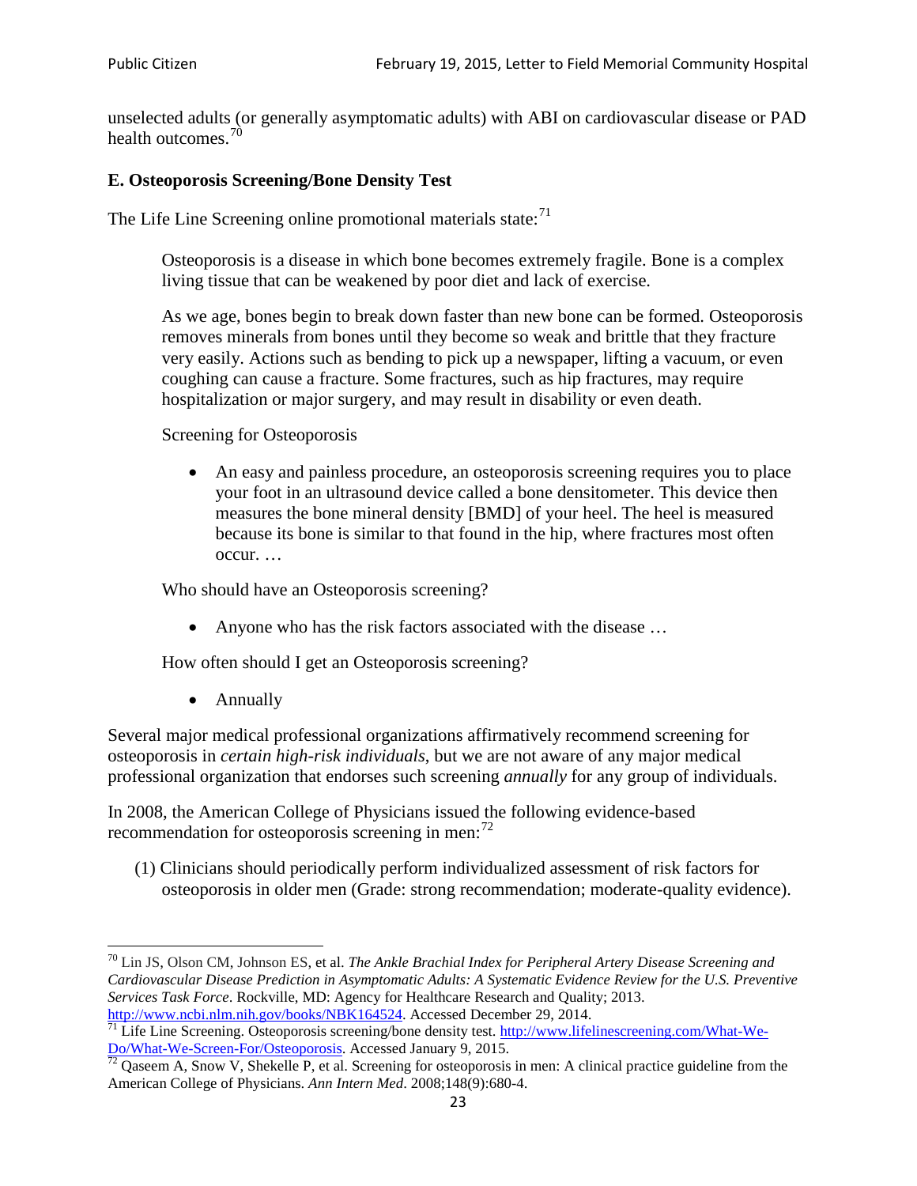unselected adults (or generally asymptomatic adults) with ABI on cardiovascular disease or PAD health outcomes.[70]

### E. Osteoporosis Screening/Bone Density Test

The Life Line Screening online promotional materials state:[71]

> Osteoporosis is a disease in which bone becomes extremely fragile. Bone is a complex living tissue that can be weakened by poor diet and lack of exercise.
>
> As we age, bones begin to break down faster than new bone can be formed. Osteoporosis removes minerals from bones until they become so weak and brittle that they fracture very easily. Actions such as bending to pick up a newspaper, lifting a vacuum, or even coughing can cause a fracture. Some fractures, such as hip fractures, may require hospitalization or major surgery, and may result in disability or even death.
>
> Screening for Osteoporosis
>
> - An easy and painless procedure, an osteoporosis screening requires you to place your foot in an ultrasound device called a bone densitometer. This device then measures the bone mineral density [BMD] of your heel. The heel is measured because its bone is similar to that found in the hip, where fractures most often occur. …
>
> Who should have an Osteoporosis screening?
>
> - Anyone who has the risk factors associated with the disease …
>
> How often should I get an Osteoporosis screening?
>
> - Annually

Several major medical professional organizations affirmatively recommend screening for osteoporosis in *certain high-risk individuals*, but we are not aware of any major medical professional organization that endorses such screening *annually* for any group of individuals.

In 2008, the American College of Physicians issued the following evidence-based recommendation for osteoporosis screening in men:[72]

(1) Clinicians should periodically perform individualized assessment of risk factors for osteoporosis in older men (Grade: strong recommendation; moderate-quality evidence).

---

[70] Lin JS, Olson CM, Johnson ES, et al. *The Ankle Brachial Index for Peripheral Artery Disease Screening and Cardiovascular Disease Prediction in Asymptomatic Adults: A Systematic Evidence Review for the U.S. Preventive Services Task Force*. Rockville, MD: Agency for Healthcare Research and Quality; 2013. http://www.ncbi.nlm.nih.gov/books/NBK164524. Accessed December 29, 2014.

[71] Life Line Screening. Osteoporosis screening/bone density test. http://www.lifelinescreening.com/What-We-Do/What-We-Screen-For/Osteoporosis. Accessed January 9, 2015.

[72] Qaseem A, Snow V, Shekelle P, et al. Screening for osteoporosis in men: A clinical practice guideline from the American College of Physicians. *Ann Intern Med*. 2008;148(9):680-4.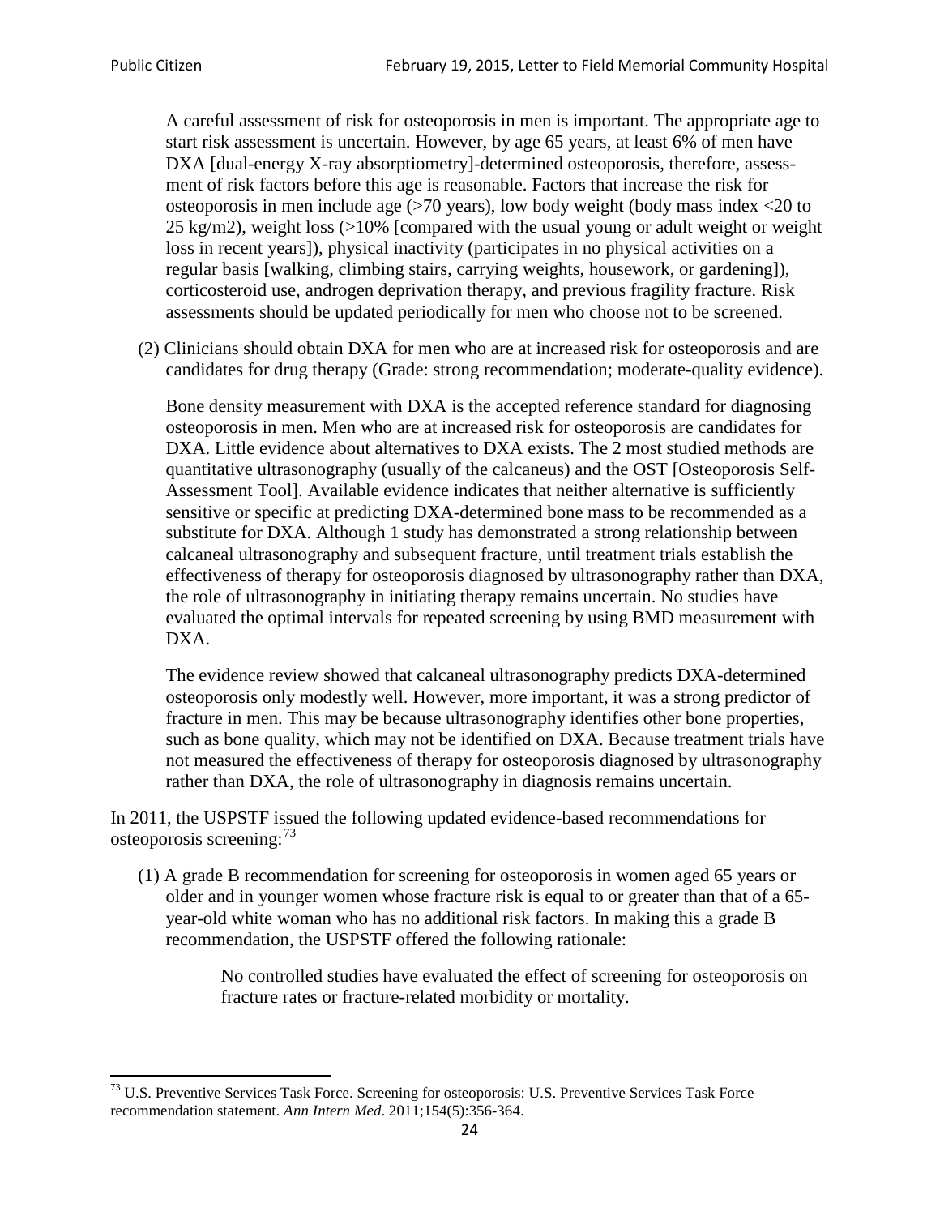A careful assessment of risk for osteoporosis in men is important. The appropriate age to start risk assessment is uncertain. However, by age 65 years, at least 6% of men have DXA [dual-energy X-ray absorptiometry]-determined osteoporosis, therefore, assessment of risk factors before this age is reasonable. Factors that increase the risk for osteoporosis in men include age (>70 years), low body weight (body mass index <20 to 25 kg/m2), weight loss (>10% [compared with the usual young or adult weight or weight loss in recent years]), physical inactivity (participates in no physical activities on a regular basis [walking, climbing stairs, carrying weights, housework, or gardening]), corticosteroid use, androgen deprivation therapy, and previous fragility fracture. Risk assessments should be updated periodically for men who choose not to be screened.

(2) Clinicians should obtain DXA for men who are at increased risk for osteoporosis and are candidates for drug therapy (Grade: strong recommendation; moderate-quality evidence).

Bone density measurement with DXA is the accepted reference standard for diagnosing osteoporosis in men. Men who are at increased risk for osteoporosis are candidates for DXA. Little evidence about alternatives to DXA exists. The 2 most studied methods are quantitative ultrasonography (usually of the calcaneus) and the OST [Osteoporosis Self-Assessment Tool]. Available evidence indicates that neither alternative is sufficiently sensitive or specific at predicting DXA-determined bone mass to be recommended as a substitute for DXA. Although 1 study has demonstrated a strong relationship between calcaneal ultrasonography and subsequent fracture, until treatment trials establish the effectiveness of therapy for osteoporosis diagnosed by ultrasonography rather than DXA, the role of ultrasonography in initiating therapy remains uncertain. No studies have evaluated the optimal intervals for repeated screening by using BMD measurement with DXA.

The evidence review showed that calcaneal ultrasonography predicts DXA-determined osteoporosis only modestly well. However, more important, it was a strong predictor of fracture in men. This may be because ultrasonography identifies other bone properties, such as bone quality, which may not be identified on DXA. Because treatment trials have not measured the effectiveness of therapy for osteoporosis diagnosed by ultrasonography rather than DXA, the role of ultrasonography in diagnosis remains uncertain.

In 2011, the USPSTF issued the following updated evidence-based recommendations for osteoporosis screening:[73]

(1) A grade B recommendation for screening for osteoporosis in women aged 65 years or older and in younger women whose fracture risk is equal to or greater than that of a 65-year-old white woman who has no additional risk factors. In making this a grade B recommendation, the USPSTF offered the following rationale:

> No controlled studies have evaluated the effect of screening for osteoporosis on fracture rates or fracture-related morbidity or mortality.

[73] U.S. Preventive Services Task Force. Screening for osteoporosis: U.S. Preventive Services Task Force recommendation statement. *Ann Intern Med*. 2011;154(5):356-364.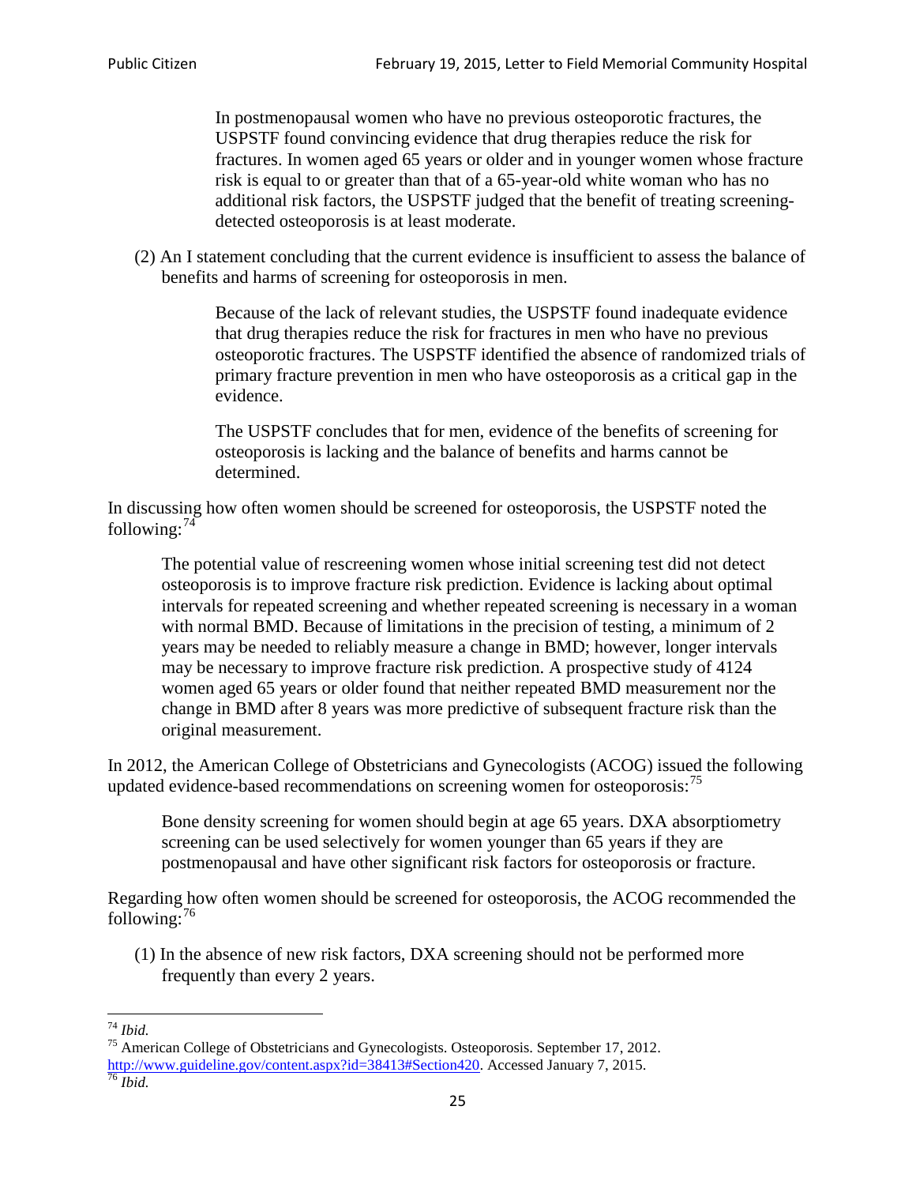> In postmenopausal women who have no previous osteoporotic fractures, the USPSTF found convincing evidence that drug therapies reduce the risk for fractures. In women aged 65 years or older and in younger women whose fracture risk is equal to or greater than that of a 65-year-old white woman who has no additional risk factors, the USPSTF judged that the benefit of treating screening-detected osteoporosis is at least moderate.

(2) An I statement concluding that the current evidence is insufficient to assess the balance of benefits and harms of screening for osteoporosis in men.

> Because of the lack of relevant studies, the USPSTF found inadequate evidence that drug therapies reduce the risk for fractures in men who have no previous osteoporotic fractures. The USPSTF identified the absence of randomized trials of primary fracture prevention in men who have osteoporosis as a critical gap in the evidence.
>
> The USPSTF concludes that for men, evidence of the benefits of screening for osteoporosis is lacking and the balance of benefits and harms cannot be determined.

In discussing how often women should be screened for osteoporosis, the USPSTF noted the following:[74]

> The potential value of rescreening women whose initial screening test did not detect osteoporosis is to improve fracture risk prediction. Evidence is lacking about optimal intervals for repeated screening and whether repeated screening is necessary in a woman with normal BMD. Because of limitations in the precision of testing, a minimum of 2 years may be needed to reliably measure a change in BMD; however, longer intervals may be necessary to improve fracture risk prediction. A prospective study of 4124 women aged 65 years or older found that neither repeated BMD measurement nor the change in BMD after 8 years was more predictive of subsequent fracture risk than the original measurement.

In 2012, the American College of Obstetricians and Gynecologists (ACOG) issued the following updated evidence-based recommendations on screening women for osteoporosis:[75]

> Bone density screening for women should begin at age 65 years. DXA absorptiometry screening can be used selectively for women younger than 65 years if they are postmenopausal and have other significant risk factors for osteoporosis or fracture.

Regarding how often women should be screened for osteoporosis, the ACOG recommended the following:[76]

(1) In the absence of new risk factors, DXA screening should not be performed more frequently than every 2 years.

---

[74] *Ibid.*

[75] American College of Obstetricians and Gynecologists. Osteoporosis. September 17, 2012. http://www.guideline.gov/content.aspx?id=38413#Section420. Accessed January 7, 2015.

[76] *Ibid.*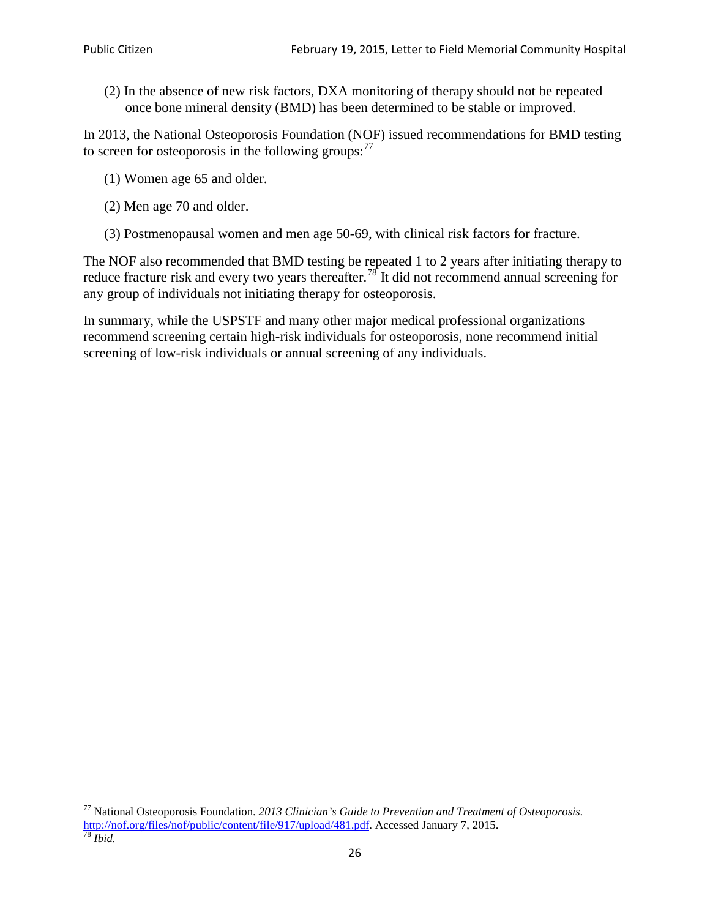(2) In the absence of new risk factors, DXA monitoring of therapy should not be repeated once bone mineral density (BMD) has been determined to be stable or improved.

In 2013, the National Osteoporosis Foundation (NOF) issued recommendations for BMD testing to screen for osteoporosis in the following groups:[77]

(1) Women age 65 and older.

(2) Men age 70 and older.

(3) Postmenopausal women and men age 50-69, with clinical risk factors for fracture.

The NOF also recommended that BMD testing be repeated 1 to 2 years after initiating therapy to reduce fracture risk and every two years thereafter.[78] It did not recommend annual screening for any group of individuals not initiating therapy for osteoporosis.

In summary, while the USPSTF and many other major medical professional organizations recommend screening certain high-risk individuals for osteoporosis, none recommend initial screening of low-risk individuals or annual screening of any individuals.

---

[77] National Osteoporosis Foundation. *2013 Clinician's Guide to Prevention and Treatment of Osteoporosis*. http://nof.org/files/nof/public/content/file/917/upload/481.pdf. Accessed January 7, 2015.

[78] *Ibid.*